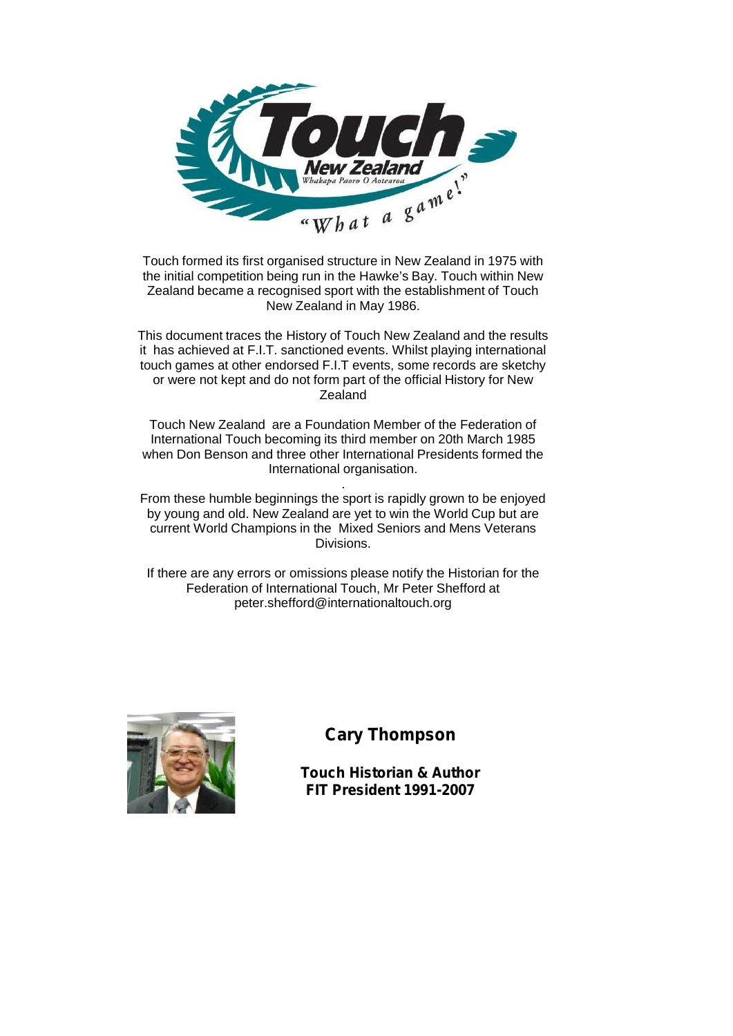Touch formed its first organised structure in New Zealand in 1975 with the initial competition being run in the Hawke's Bay. Touch within New Zealand became a recognised sport with the establishment of Touch New Zealand in May 1986.

This document traces the History of Touch New Zealand and the results it has achieved at F.I.T. sanctioned events. Whilst playing international touch games at other endorsed F.I.T events, some records are sketchy or were not kept and do not form part of the official History for New Zealand

Touch New Zealand are a Foundation Member of the Federation of International Touch becoming its third member on 20th March 1985 when Don Benson and three other International Presidents formed the International organisation.

From these humble beginnings the sport is rapidly grown to be enjoyed by young and old. New Zealand are yet to win the World Cup but are current World Champions in the Mixed Seniors and Mens Veterans Divisions.

If there are any errors or omissions please notify the Historian for the Federation of International Touch, Mr Peter Shefford at peter.shefford@internationaltouch.org

**Cary Thompson**

**Touch Historian & Author**
**FIT President 1991-2007**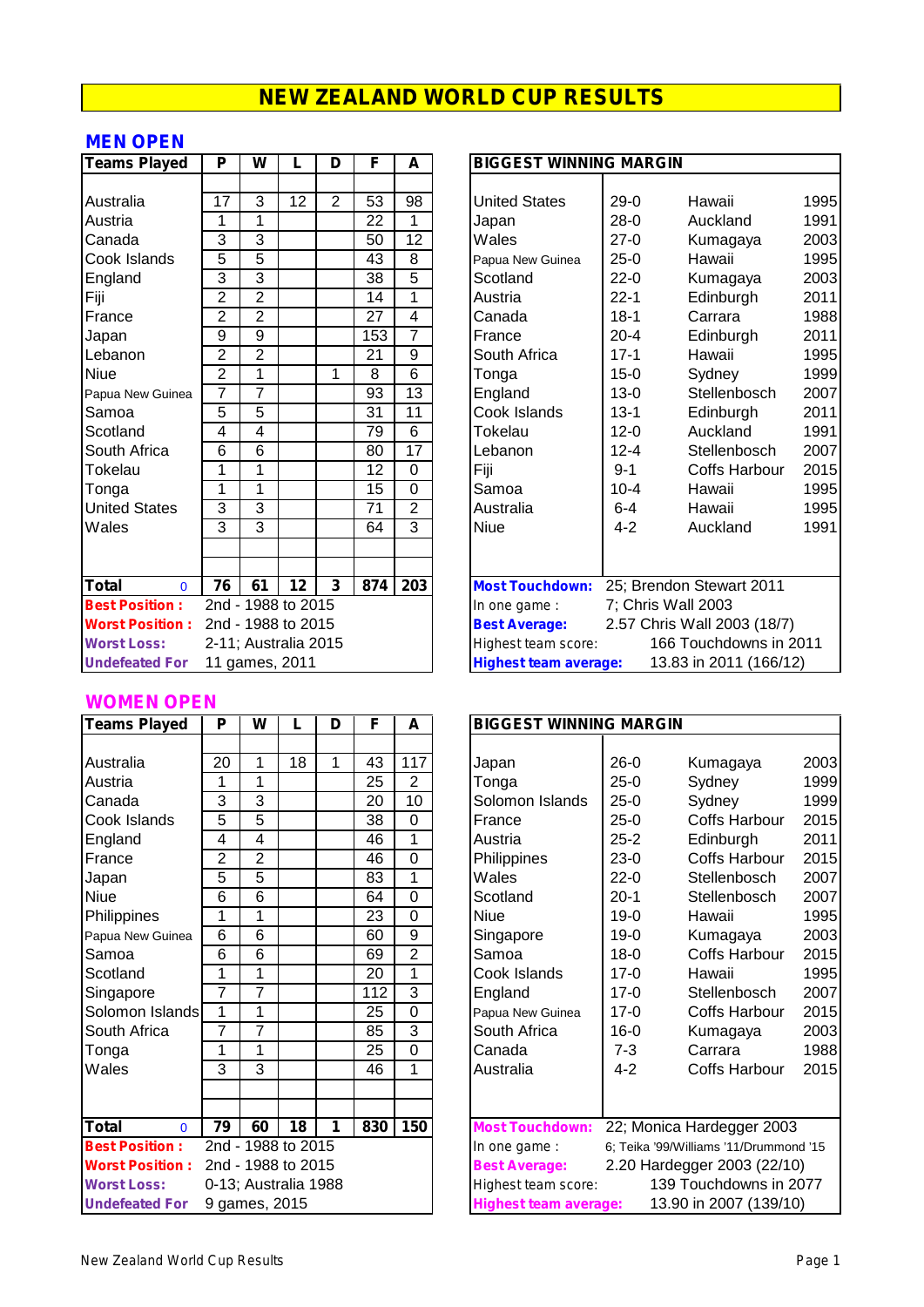# NEW ZEALAND WORLD CUP RESULTS

## MEN OPEN

| Teams Played | P | W | L | D | F | A |
|---|---|---|---|---|---|---|
| Australia | 17 | 3 | 12 | 2 | 53 | 98 |
| Austria | 1 | 1 | | | 22 | 1 |
| Canada | 3 | 3 | | | 50 | 12 |
| Cook Islands | 5 | 5 | | | 43 | 8 |
| England | 3 | 3 | | | 38 | 5 |
| Fiji | 2 | 2 | | | 14 | 1 |
| France | 2 | 2 | | | 27 | 4 |
| Japan | 9 | 9 | | | 153 | 7 |
| Lebanon | 2 | 2 | | | 21 | 9 |
| Niue | 2 | 1 | | 1 | 8 | 6 |
| Papua New Guinea | 7 | 7 | | | 93 | 13 |
| Samoa | 5 | 5 | | | 31 | 11 |
| Scotland | 4 | 4 | | | 79 | 6 |
| South Africa | 6 | 6 | | | 80 | 17 |
| Tokelau | 1 | 1 | | | 12 | 0 |
| Tonga | 1 | 1 | | | 15 | 0 |
| United States | 3 | 3 | | | 71 | 2 |
| Wales | 3 | 3 | | | 64 | 3 |
| **Total** 0 | **76** | **61** | **12** | **3** | **874** | **203** |

**Best Position :** 2nd - 1988 to 2015
**Worst Position :** 2nd - 1988 to 2015
**Worst Loss:** 2-11; Australia 2015
**Undefeated For** 11 games, 2011

| BIGGEST WINNING MARGIN | | | |
|---|---|---|---|
| United States | 29-0 | Hawaii | 1995 |
| Japan | 28-0 | Auckland | 1991 |
| Wales | 27-0 | Kumagaya | 2003 |
| Papua New Guinea | 25-0 | Hawaii | 1995 |
| Scotland | 22-0 | Kumagaya | 2003 |
| Austria | 22-1 | Edinburgh | 2011 |
| Canada | 18-1 | Carrara | 1988 |
| France | 20-4 | Edinburgh | 2011 |
| South Africa | 17-1 | Hawaii | 1995 |
| Tonga | 15-0 | Sydney | 1999 |
| England | 13-0 | Stellenbosch | 2007 |
| Cook Islands | 13-1 | Edinburgh | 2011 |
| Tokelau | 12-0 | Auckland | 1991 |
| Lebanon | 12-4 | Stellenbosch | 2007 |
| Fiji | 9-1 | Coffs Harbour | 2015 |
| Samoa | 10-4 | Hawaii | 1995 |
| Australia | 6-4 | Hawaii | 1995 |
| Niue | 4-2 | Auckland | 1991 |

**Most Touchdown:** 25; Brendon Stewart 2011
In one game : 7; Chris Wall 2003
**Best Average:** 2.57 Chris Wall 2003 (18/7)
Highest team score: 166 Touchdowns in 2011
**Highest team average:** 13.83 in 2011 (166/12)

## WOMEN OPEN

| Teams Played | P | W | L | D | F | A |
|---|---|---|---|---|---|---|
| Australia | 20 | 1 | 18 | 1 | 43 | 117 |
| Austria | 1 | 1 | | | 25 | 2 |
| Canada | 3 | 3 | | | 20 | 10 |
| Cook Islands | 5 | 5 | | | 38 | 0 |
| England | 4 | 4 | | | 46 | 1 |
| France | 2 | 2 | | | 46 | 0 |
| Japan | 5 | 5 | | | 83 | 1 |
| Niue | 6 | 6 | | | 64 | 0 |
| Philippines | 1 | 1 | | | 23 | 0 |
| Papua New Guinea | 6 | 6 | | | 60 | 9 |
| Samoa | 6 | 6 | | | 69 | 2 |
| Scotland | 1 | 1 | | | 20 | 1 |
| Singapore | 7 | 7 | | | 112 | 3 |
| Solomon Islands | 1 | 1 | | | 25 | 0 |
| South Africa | 7 | 7 | | | 85 | 3 |
| Tonga | 1 | 1 | | | 25 | 0 |
| Wales | 3 | 3 | | | 46 | 1 |
| **Total** 0 | **79** | **60** | **18** | **1** | **830** | **150** |

**Best Position :** 2nd - 1988 to 2015
**Worst Position :** 2nd - 1988 to 2015
**Worst Loss:** 0-13; Australia 1988
**Undefeated For** 9 games, 2015

| BIGGEST WINNING MARGIN | | | |
|---|---|---|---|
| Japan | 26-0 | Kumagaya | 2003 |
| Tonga | 25-0 | Sydney | 1999 |
| Solomon Islands | 25-0 | Sydney | 1999 |
| France | 25-0 | Coffs Harbour | 2015 |
| Austria | 25-2 | Edinburgh | 2011 |
| Philippines | 23-0 | Coffs Harbour | 2015 |
| Wales | 22-0 | Stellenbosch | 2007 |
| Scotland | 20-1 | Stellenbosch | 2007 |
| Niue | 19-0 | Hawaii | 1995 |
| Singapore | 19-0 | Kumagaya | 2003 |
| Samoa | 18-0 | Coffs Harbour | 2015 |
| Cook Islands | 17-0 | Hawaii | 1995 |
| England | 17-0 | Stellenbosch | 2007 |
| Papua New Guinea | 17-0 | Coffs Harbour | 2015 |
| South Africa | 16-0 | Kumagaya | 2003 |
| Canada | 7-3 | Carrara | 1988 |
| Australia | 4-2 | Coffs Harbour | 2015 |

**Most Touchdown:** 22; Monica Hardegger 2003
In one game : 6; Teika '99/Williams '11/Drummond '15
**Best Average:** 2.20 Hardegger 2003 (22/10)
Highest team score: 139 Touchdowns in 2077
**Highest team average:** 13.90 in 2007 (139/10)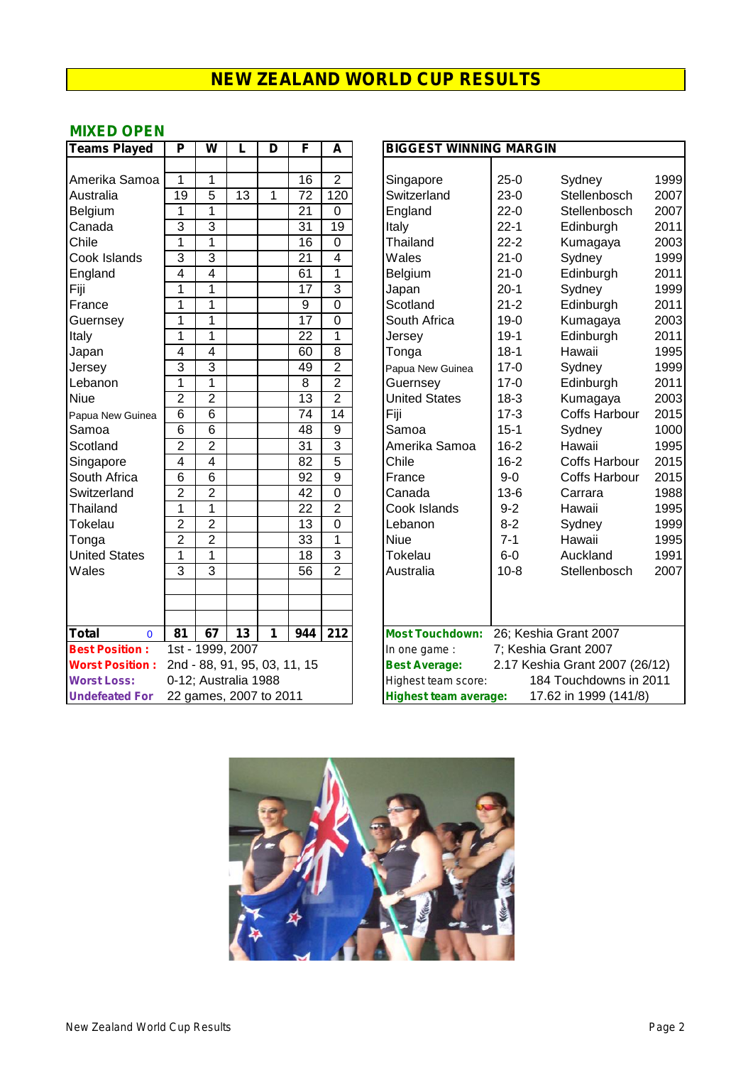# NEW ZEALAND WORLD CUP RESULTS

## MIXED OPEN

| Teams Played | P | W | L | D | F | A |
|---|---|---|---|---|---|---|
| Amerika Samoa | 1 | 1 | | | 16 | 2 |
| Australia | 19 | 5 | 13 | 1 | 72 | 120 |
| Belgium | 1 | 1 | | | 21 | 0 |
| Canada | 3 | 3 | | | 31 | 19 |
| Chile | 1 | 1 | | | 16 | 0 |
| Cook Islands | 3 | 3 | | | 21 | 4 |
| England | 4 | 4 | | | 61 | 1 |
| Fiji | 1 | 1 | | | 17 | 3 |
| France | 1 | 1 | | | 9 | 0 |
| Guernsey | 1 | 1 | | | 17 | 0 |
| Italy | 1 | 1 | | | 22 | 1 |
| Japan | 4 | 4 | | | 60 | 8 |
| Jersey | 3 | 3 | | | 49 | 2 |
| Lebanon | 1 | 1 | | | 8 | 2 |
| Niue | 2 | 2 | | | 13 | 2 |
| Papua New Guinea | 6 | 6 | | | 74 | 14 |
| Samoa | 6 | 6 | | | 48 | 9 |
| Scotland | 2 | 2 | | | 31 | 3 |
| Singapore | 4 | 4 | | | 82 | 5 |
| South Africa | 6 | 6 | | | 92 | 9 |
| Switzerland | 2 | 2 | | | 42 | 0 |
| Thailand | 1 | 1 | | | 22 | 2 |
| Tokelau | 2 | 2 | | | 13 | 0 |
| Tonga | 2 | 2 | | | 33 | 1 |
| United States | 1 | 1 | | | 18 | 3 |
| Wales | 3 | 3 | | | 56 | 2 |
| **Total** 0 | **81** | **67** | **13** | **1** | **944** | **212** |

**Best Position :** 1st - 1999, 2007
**Worst Position :** 2nd - 88, 91, 95, 03, 11, 15
**Worst Loss:** 0-12; Australia 1988
**Undefeated For** 22 games, 2007 to 2011

| BIGGEST WINNING MARGIN | | | |
|---|---|---|---|
| Singapore | 25-0 | Sydney | 1999 |
| Switzerland | 23-0 | Stellenbosch | 2007 |
| England | 22-0 | Stellenbosch | 2007 |
| Italy | 22-1 | Edinburgh | 2011 |
| Thailand | 22-2 | Kumagaya | 2003 |
| Wales | 21-0 | Sydney | 1999 |
| Belgium | 21-0 | Edinburgh | 2011 |
| Japan | 20-1 | Sydney | 1999 |
| Scotland | 21-2 | Edinburgh | 2011 |
| South Africa | 19-0 | Kumagaya | 2003 |
| Jersey | 19-1 | Edinburgh | 2011 |
| Tonga | 18-1 | Hawaii | 1995 |
| Papua New Guinea | 17-0 | Sydney | 1999 |
| Guernsey | 17-0 | Edinburgh | 2011 |
| United States | 18-3 | Kumagaya | 2003 |
| Fiji | 17-3 | Coffs Harbour | 2015 |
| Samoa | 15-1 | Sydney | 1000 |
| Amerika Samoa | 16-2 | Hawaii | 1995 |
| Chile | 16-2 | Coffs Harbour | 2015 |
| France | 9-0 | Coffs Harbour | 2015 |
| Canada | 13-6 | Carrara | 1988 |
| Cook Islands | 9-2 | Hawaii | 1995 |
| Lebanon | 8-2 | Sydney | 1999 |
| Niue | 7-1 | Hawaii | 1995 |
| Tokelau | 6-0 | Auckland | 1991 |
| Australia | 10-8 | Stellenbosch | 2007 |

**Most Touchdown:** 26; Keshia Grant 2007
In one game : 7; Keshia Grant 2007
**Best Average:** 2.17 Keshia Grant 2007 (26/12)
Highest team score: 184 Touchdowns in 2011
**Highest team average:** 17.62 in 1999 (141/8)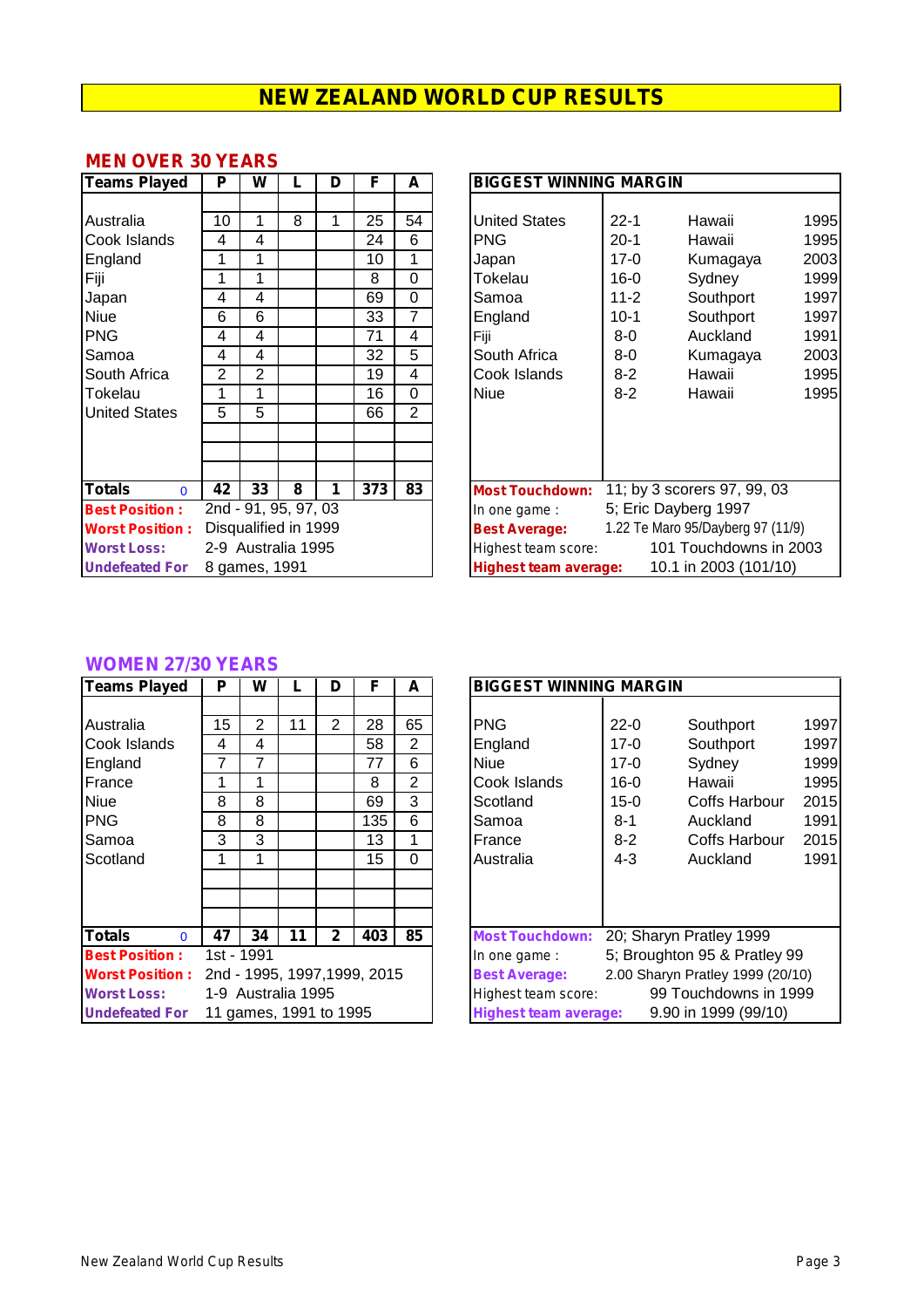# NEW ZEALAND WORLD CUP RESULTS

## MEN OVER 30 YEARS

| Teams Played | P | W | L | D | F | A |
|---|---|---|---|---|---|---|
| Australia | 10 | 1 | 8 | 1 | 25 | 54 |
| Cook Islands | 4 | 4 | | | 24 | 6 |
| England | 1 | 1 | | | 10 | 1 |
| Fiji | 1 | 1 | | | 8 | 0 |
| Japan | 4 | 4 | | | 69 | 0 |
| Niue | 6 | 6 | | | 33 | 7 |
| PNG | 4 | 4 | | | 71 | 4 |
| Samoa | 4 | 4 | | | 32 | 5 |
| South Africa | 2 | 2 | | | 19 | 4 |
| Tokelau | 1 | 1 | | | 16 | 0 |
| United States | 5 | 5 | | | 66 | 2 |
| **Totals** 0 | **42** | **33** | **8** | **1** | **373** | **83** |

**Best Position :** 2nd - 91, 95, 97, 03
**Worst Position :** Disqualified in 1999
**Worst Loss:** 2-9 Australia 1995
**Undefeated For** 8 games, 1991

| BIGGEST WINNING MARGIN | | | |
|---|---|---|---|
| United States | 22-1 | Hawaii | 1995 |
| PNG | 20-1 | Hawaii | 1995 |
| Japan | 17-0 | Kumagaya | 2003 |
| Tokelau | 16-0 | Sydney | 1999 |
| Samoa | 11-2 | Southport | 1997 |
| England | 10-1 | Southport | 1997 |
| Fiji | 8-0 | Auckland | 1991 |
| South Africa | 8-0 | Kumagaya | 2003 |
| Cook Islands | 8-2 | Hawaii | 1995 |
| Niue | 8-2 | Hawaii | 1995 |

**Most Touchdown:** 11; by 3 scorers 97, 99, 03
In one game : 5; Eric Dayberg 1997
**Best Average:** 1.22 Te Maro 95/Dayberg 97 (11/9)
Highest team score: 101 Touchdowns in 2003
**Highest team average:** 10.1 in 2003 (101/10)

## WOMEN 27/30 YEARS

| Teams Played | P | W | L | D | F | A |
|---|---|---|---|---|---|---|
| Australia | 15 | 2 | 11 | 2 | 28 | 65 |
| Cook Islands | 4 | 4 | | | 58 | 2 |
| England | 7 | 7 | | | 77 | 6 |
| France | 1 | 1 | | | 8 | 2 |
| Niue | 8 | 8 | | | 69 | 3 |
| PNG | 8 | 8 | | | 135 | 6 |
| Samoa | 3 | 3 | | | 13 | 1 |
| Scotland | 1 | 1 | | | 15 | 0 |
| **Totals** 0 | **47** | **34** | **11** | **2** | **403** | **85** |

**Best Position :** 1st - 1991
**Worst Position :** 2nd - 1995, 1997,1999, 2015
**Worst Loss:** 1-9 Australia 1995
**Undefeated For** 11 games, 1991 to 1995

| BIGGEST WINNING MARGIN | | | |
|---|---|---|---|
| PNG | 22-0 | Southport | 1997 |
| England | 17-0 | Southport | 1997 |
| Niue | 17-0 | Sydney | 1999 |
| Cook Islands | 16-0 | Hawaii | 1995 |
| Scotland | 15-0 | Coffs Harbour | 2015 |
| Samoa | 8-1 | Auckland | 1991 |
| France | 8-2 | Coffs Harbour | 2015 |
| Australia | 4-3 | Auckland | 1991 |

**Most Touchdown:** 20; Sharyn Pratley 1999
In one game : 5; Broughton 95 & Pratley 99
**Best Average:** 2.00 Sharyn Pratley 1999 (20/10)
Highest team score: 99 Touchdowns in 1999
**Highest team average:** 9.90 in 1999 (99/10)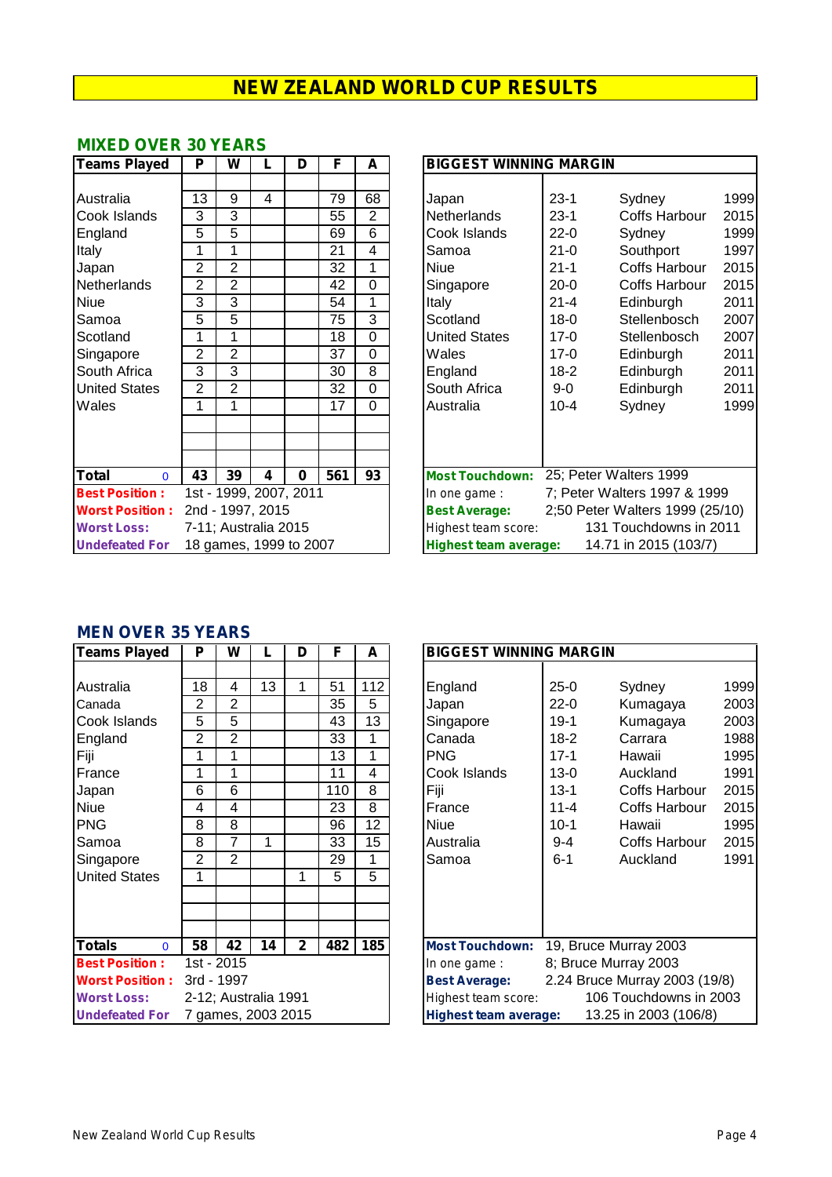# NEW ZEALAND WORLD CUP RESULTS

## MIXED OVER 30 YEARS

| Teams Played | P | W | L | D | F | A |
|---|---|---|---|---|---|---|
| Australia | 13 | 9 | 4 | | 79 | 68 |
| Cook Islands | 3 | 3 | | | 55 | 2 |
| England | 5 | 5 | | | 69 | 6 |
| Italy | 1 | 1 | | | 21 | 4 |
| Japan | 2 | 2 | | | 32 | 1 |
| Netherlands | 2 | 2 | | | 42 | 0 |
| Niue | 3 | 3 | | | 54 | 1 |
| Samoa | 5 | 5 | | | 75 | 3 |
| Scotland | 1 | 1 | | | 18 | 0 |
| Singapore | 2 | 2 | | | 37 | 0 |
| South Africa | 3 | 3 | | | 30 | 8 |
| United States | 2 | 2 | | | 32 | 0 |
| Wales | 1 | 1 | | | 17 | 0 |
| **Total** 0 | **43** | **39** | **4** | **0** | **561** | **93** |

**Best Position :** 1st - 1999, 2007, 2011
**Worst Position :** 2nd - 1997, 2015
**Worst Loss:** 7-11; Australia 2015
**Undefeated For** 18 games, 1999 to 2007

| BIGGEST WINNING MARGIN | | | |
|---|---|---|---|
| Japan | 23-1 | Sydney | 1999 |
| Netherlands | 23-1 | Coffs Harbour | 2015 |
| Cook Islands | 22-0 | Sydney | 1999 |
| Samoa | 21-0 | Southport | 1997 |
| Niue | 21-1 | Coffs Harbour | 2015 |
| Singapore | 20-0 | Coffs Harbour | 2015 |
| Italy | 21-4 | Edinburgh | 2011 |
| Scotland | 18-0 | Stellenbosch | 2007 |
| United States | 17-0 | Stellenbosch | 2007 |
| Wales | 17-0 | Edinburgh | 2011 |
| England | 18-2 | Edinburgh | 2011 |
| South Africa | 9-0 | Edinburgh | 2011 |
| Australia | 10-4 | Sydney | 1999 |

**Most Touchdown:** 25; Peter Walters 1999
In one game : 7; Peter Walters 1997 & 1999
**Best Average:** 2;50 Peter Walters 1999 (25/10)
Highest team score: 131 Touchdowns in 2011
**Highest team average:** 14.71 in 2015 (103/7)

## MEN OVER 35 YEARS

| Teams Played | P | W | L | D | F | A |
|---|---|---|---|---|---|---|
| Australia | 18 | 4 | 13 | 1 | 51 | 112 |
| Canada | 2 | 2 | | | 35 | 5 |
| Cook Islands | 5 | 5 | | | 43 | 13 |
| England | 2 | 2 | | | 33 | 1 |
| Fiji | 1 | 1 | | | 13 | 1 |
| France | 1 | 1 | | | 11 | 4 |
| Japan | 6 | 6 | | | 110 | 8 |
| Niue | 4 | 4 | | | 23 | 8 |
| PNG | 8 | 8 | | | 96 | 12 |
| Samoa | 8 | 7 | 1 | | 33 | 15 |
| Singapore | 2 | 2 | | | 29 | 1 |
| United States | 1 | | | 1 | 5 | 5 |
| **Totals** 0 | **58** | **42** | **14** | **2** | **482** | **185** |

**Best Position :** 1st - 2015
**Worst Position :** 3rd - 1997
**Worst Loss:** 2-12; Australia 1991
**Undefeated For** 7 games, 2003 2015

| BIGGEST WINNING MARGIN | | | |
|---|---|---|---|
| England | 25-0 | Sydney | 1999 |
| Japan | 22-0 | Kumagaya | 2003 |
| Singapore | 19-1 | Kumagaya | 2003 |
| Canada | 18-2 | Carrara | 1988 |
| PNG | 17-1 | Hawaii | 1995 |
| Cook Islands | 13-0 | Auckland | 1991 |
| Fiji | 13-1 | Coffs Harbour | 2015 |
| France | 11-4 | Coffs Harbour | 2015 |
| Niue | 10-1 | Hawaii | 1995 |
| Australia | 9-4 | Coffs Harbour | 2015 |
| Samoa | 6-1 | Auckland | 1991 |

**Most Touchdown:** 19, Bruce Murray 2003
In one game : 8; Bruce Murray 2003
**Best Average:** 2.24 Bruce Murray 2003 (19/8)
Highest team score: 106 Touchdowns in 2003
**Highest team average:** 13.25 in 2003 (106/8)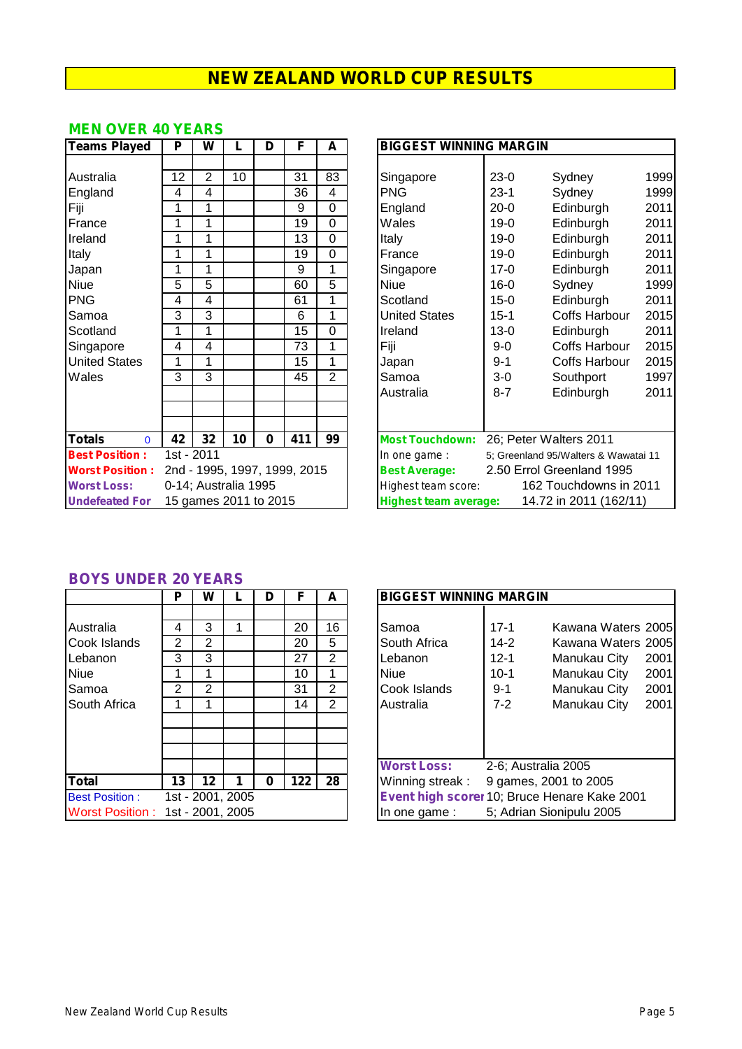# NEW ZEALAND WORLD CUP RESULTS

## MEN OVER 40 YEARS

| Teams Played | P | W | L | D | F | A |
|---|---|---|---|---|---|---|
| Australia | 12 | 2 | 10 | | 31 | 83 |
| England | 4 | 4 | | | 36 | 4 |
| Fiji | 1 | 1 | | | 9 | 0 |
| France | 1 | 1 | | | 19 | 0 |
| Ireland | 1 | 1 | | | 13 | 0 |
| Italy | 1 | 1 | | | 19 | 0 |
| Japan | 1 | 1 | | | 9 | 1 |
| Niue | 5 | 5 | | | 60 | 5 |
| PNG | 4 | 4 | | | 61 | 1 |
| Samoa | 3 | 3 | | | 6 | 1 |
| Scotland | 1 | 1 | | | 15 | 0 |
| Singapore | 4 | 4 | | | 73 | 1 |
| United States | 1 | 1 | | | 15 | 1 |
| Wales | 3 | 3 | | | 45 | 2 |
| **Totals** 0 | **42** | **32** | **10** | **0** | **411** | **99** |

**Best Position :** 1st - 2011

**Worst Position :** 2nd - 1995, 1997, 1999, 2015

**Worst Loss:** 0-14; Australia 1995

**Undefeated For** 15 games 2011 to 2015

| BIGGEST WINNING MARGIN | | | |
|---|---|---|---|
| Singapore | 23-0 | Sydney | 1999 |
| PNG | 23-1 | Sydney | 1999 |
| England | 20-0 | Edinburgh | 2011 |
| Wales | 19-0 | Edinburgh | 2011 |
| Italy | 19-0 | Edinburgh | 2011 |
| France | 19-0 | Edinburgh | 2011 |
| Singapore | 17-0 | Edinburgh | 2011 |
| Niue | 16-0 | Sydney | 1999 |
| Scotland | 15-0 | Edinburgh | 2011 |
| United States | 15-1 | Coffs Harbour | 2015 |
| Ireland | 13-0 | Edinburgh | 2011 |
| Fiji | 9-0 | Coffs Harbour | 2015 |
| Japan | 9-1 | Coffs Harbour | 2015 |
| Samoa | 3-0 | Southport | 1997 |
| Australia | 8-7 | Edinburgh | 2011 |

**Most Touchdown:** 26; Peter Walters 2011

In one game : 5; Greenland 95/Walters & Wawatai 11

**Best Average:** 2.50 Errol Greenland 1995

Highest team score: 162 Touchdowns in 2011

**Highest team average:** 14.72 in 2011 (162/11)

## BOYS UNDER 20 YEARS

| | P | W | L | D | F | A |
|---|---|---|---|---|---|---|
| Australia | 4 | 3 | 1 | | 20 | 16 |
| Cook Islands | 2 | 2 | | | 20 | 5 |
| Lebanon | 3 | 3 | | | 27 | 2 |
| Niue | 1 | 1 | | | 10 | 1 |
| Samoa | 2 | 2 | | | 31 | 2 |
| South Africa | 1 | 1 | | | 14 | 2 |
| **Total** | **13** | **12** | **1** | **0** | **122** | **28** |

Best Position : 1st - 2001, 2005

Worst Position : 1st - 2001, 2005

| BIGGEST WINNING MARGIN | | | |
|---|---|---|---|
| Samoa | 17-1 | Kawana Waters | 2005 |
| South Africa | 14-2 | Kawana Waters | 2005 |
| Lebanon | 12-1 | Manukau City | 2001 |
| Niue | 10-1 | Manukau City | 2001 |
| Cook Islands | 9-1 | Manukau City | 2001 |
| Australia | 7-2 | Manukau City | 2001 |

**Worst Loss:** 2-6; Australia 2005

Winning streak : 9 games, 2001 to 2005

**Event high scorer** 10; Bruce Henare Kake 2001

In one game : 5; Adrian Sionipulu 2005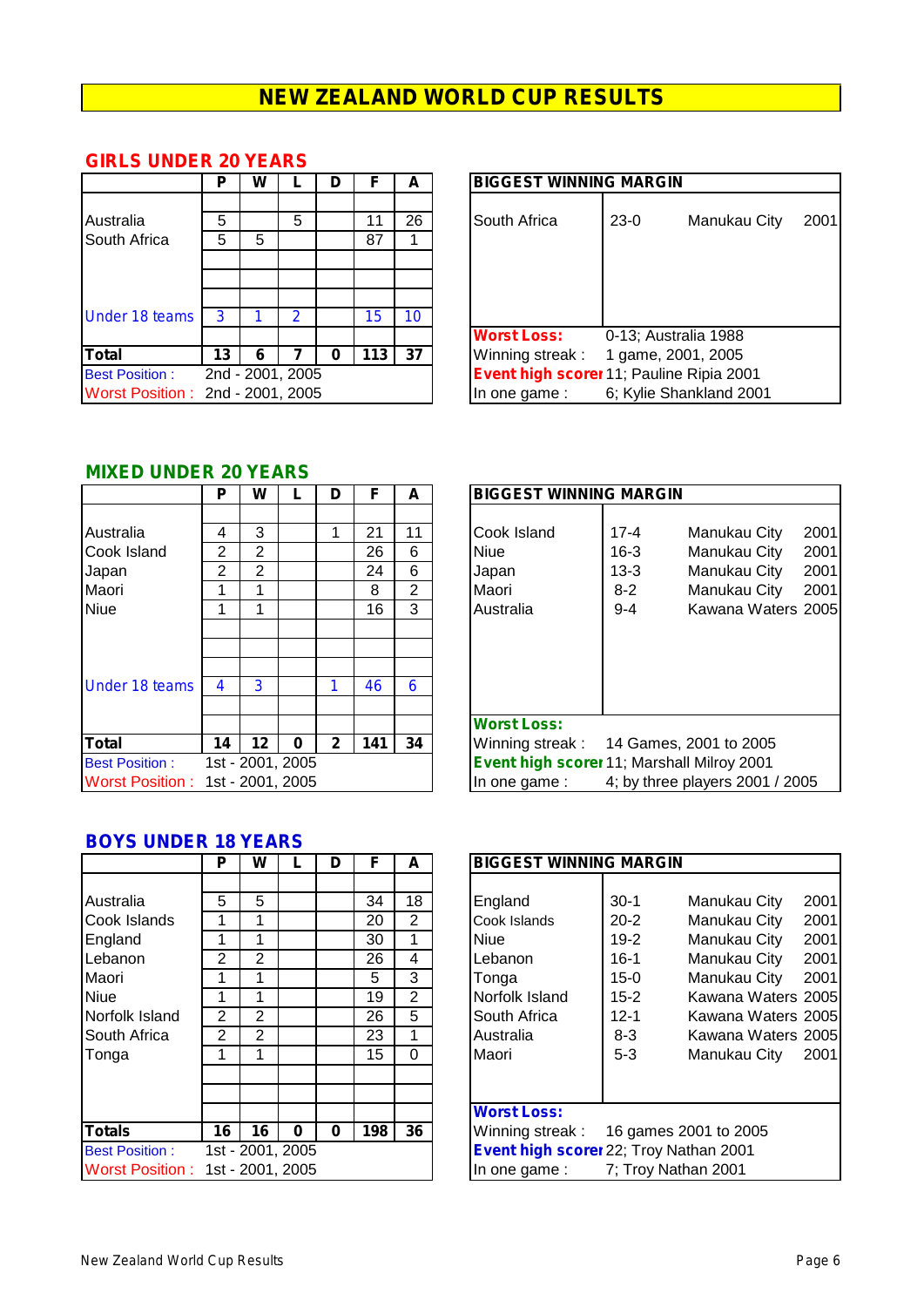# NEW ZEALAND WORLD CUP RESULTS

## GIRLS UNDER 20 YEARS

| | P | W | L | D | F | A |
|---|---|---|---|---|---|---|
| Australia | 5 | | 5 | | 11 | 26 |
| South Africa | 5 | 5 | | | 87 | 1 |
| Under 18 teams | 3 | 1 | 2 | | 15 | 10 |
| **Total** | **13** | **6** | **7** | **0** | **113** | **37** |
| Best Position : | 2nd - 2001, 2005 | | | | | |
| Worst Position : | 2nd - 2001, 2005 | | | | | |

| BIGGEST WINNING MARGIN | | | |
|---|---|---|---|
| South Africa | 23-0 | Manukau City | 2001 |

**Worst Loss:** 0-13; Australia 1988
Winning streak : 1 game, 2001, 2005
**Event high scorer** 11; Pauline Ripia 2001
In one game : 6; Kylie Shankland 2001

## MIXED UNDER 20 YEARS

| | P | W | L | D | F | A |
|---|---|---|---|---|---|---|
| Australia | 4 | 3 | | 1 | 21 | 11 |
| Cook Island | 2 | 2 | | | 26 | 6 |
| Japan | 2 | 2 | | | 24 | 6 |
| Maori | 1 | 1 | | | 8 | 2 |
| Niue | 1 | 1 | | | 16 | 3 |
| Under 18 teams | 4 | 3 | | 1 | 46 | 6 |
| **Total** | **14** | **12** | **0** | **2** | **141** | **34** |
| Best Position : | 1st - 2001, 2005 | | | | | |
| Worst Position : | 1st - 2001, 2005 | | | | | |

| BIGGEST WINNING MARGIN | | | |
|---|---|---|---|
| Cook Island | 17-4 | Manukau City | 2001 |
| Niue | 16-3 | Manukau City | 2001 |
| Japan | 13-3 | Manukau City | 2001 |
| Maori | 8-2 | Manukau City | 2001 |
| Australia | 9-4 | Kawana Waters | 2005 |

**Worst Loss:**
Winning streak : 14 Games, 2001 to 2005
**Event high scorer** 11; Marshall Milroy 2001
In one game : 4; by three players 2001 / 2005

## BOYS UNDER 18 YEARS

| | P | W | L | D | F | A |
|---|---|---|---|---|---|---|
| Australia | 5 | 5 | | | 34 | 18 |
| Cook Islands | 1 | 1 | | | 20 | 2 |
| England | 1 | 1 | | | 30 | 1 |
| Lebanon | 2 | 2 | | | 26 | 4 |
| Maori | 1 | 1 | | | 5 | 3 |
| Niue | 1 | 1 | | | 19 | 2 |
| Norfolk Island | 2 | 2 | | | 26 | 5 |
| South Africa | 2 | 2 | | | 23 | 1 |
| Tonga | 1 | 1 | | | 15 | 0 |
| **Totals** | **16** | **16** | **0** | **0** | **198** | **36** |
| Best Position : | 1st - 2001, 2005 | | | | | |
| Worst Position : | 1st - 2001, 2005 | | | | | |

| BIGGEST WINNING MARGIN | | | |
|---|---|---|---|
| England | 30-1 | Manukau City | 2001 |
| Cook Islands | 20-2 | Manukau City | 2001 |
| Niue | 19-2 | Manukau City | 2001 |
| Lebanon | 16-1 | Manukau City | 2001 |
| Tonga | 15-0 | Manukau City | 2001 |
| Norfolk Island | 15-2 | Kawana Waters | 2005 |
| South Africa | 12-1 | Kawana Waters | 2005 |
| Australia | 8-3 | Kawana Waters | 2005 |
| Maori | 5-3 | Manukau City | 2001 |

**Worst Loss:**
Winning streak : 16 games 2001 to 2005
**Event high scorer** 22; Troy Nathan 2001
In one game : 7; Troy Nathan 2001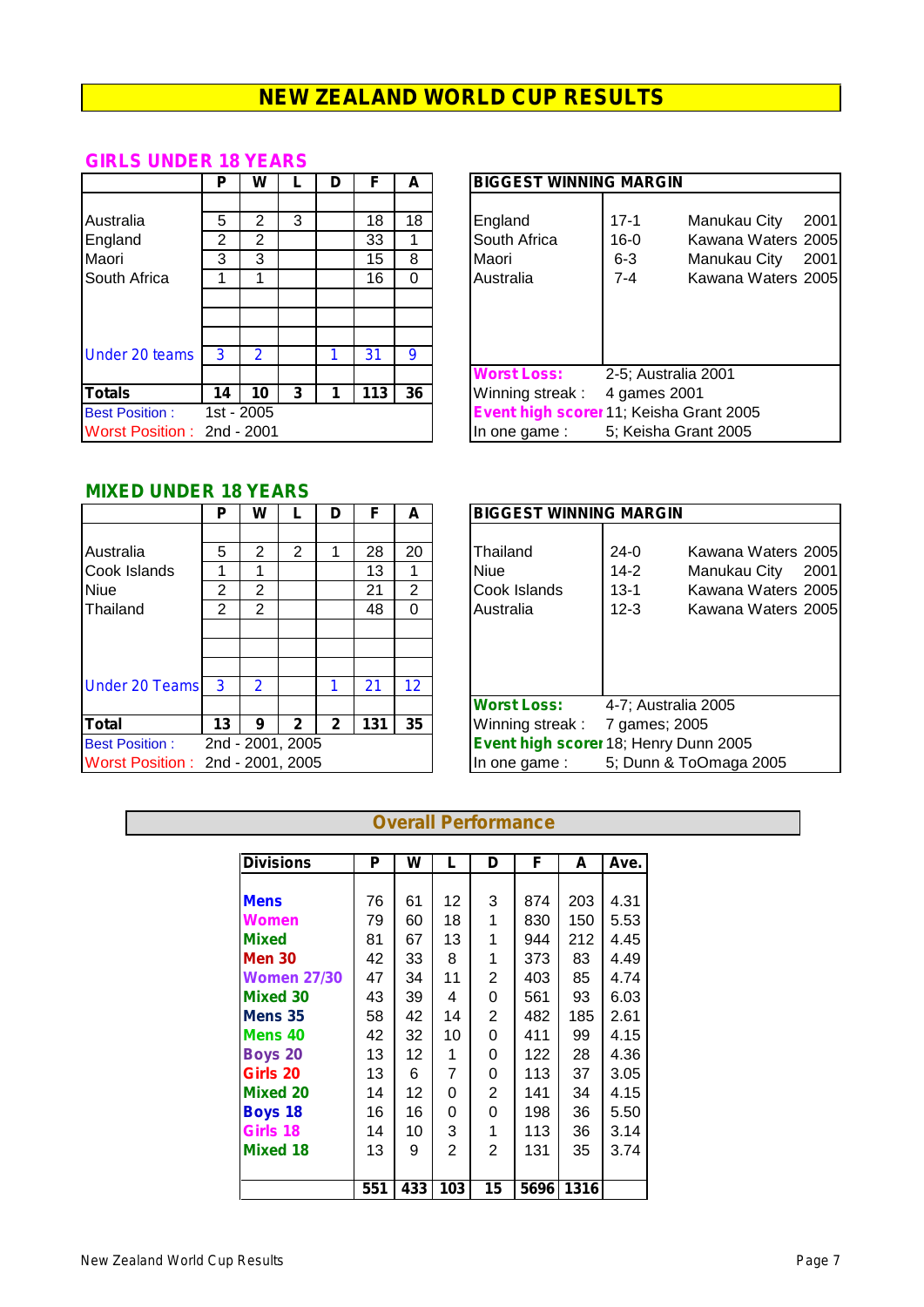# NEW ZEALAND WORLD CUP RESULTS

## GIRLS UNDER 18 YEARS

| | P | W | L | D | F | A |
|---|---|---|---|---|---|---|
| Australia | 5 | 2 | 3 | | 18 | 18 |
| England | 2 | 2 | | | 33 | 1 |
| Maori | 3 | 3 | | | 15 | 8 |
| South Africa | 1 | 1 | | | 16 | 0 |
| Under 20 teams | 3 | 2 | | 1 | 31 | 9 |
| **Totals** | **14** | **10** | **3** | **1** | **113** | **36** |

Best Position : 1st - 2005
Worst Position : 2nd - 2001

| BIGGEST WINNING MARGIN | | | |
|---|---|---|---|
| England | 17-1 | Manukau City | 2001 |
| South Africa | 16-0 | Kawana Waters | 2005 |
| Maori | 6-3 | Manukau City | 2001 |
| Australia | 7-4 | Kawana Waters | 2005 |

Worst Loss: 2-5; Australia 2001
Winning streak : 4 games 2001
Event high scorer 11; Keisha Grant 2005
In one game : 5; Keisha Grant 2005

## MIXED UNDER 18 YEARS

| | P | W | L | D | F | A |
|---|---|---|---|---|---|---|
| Australia | 5 | 2 | 2 | 1 | 28 | 20 |
| Cook Islands | 1 | 1 | | | 13 | 1 |
| Niue | 2 | 2 | | | 21 | 2 |
| Thailand | 2 | 2 | | | 48 | 0 |
| Under 20 Teams | 3 | 2 | | 1 | 21 | 12 |
| **Total** | **13** | **9** | **2** | **2** | **131** | **35** |

Best Position : 2nd - 2001, 2005
Worst Position : 2nd - 2001, 2005

| BIGGEST WINNING MARGIN | | | |
|---|---|---|---|
| Thailand | 24-0 | Kawana Waters | 2005 |
| Niue | 14-2 | Manukau City | 2001 |
| Cook Islands | 13-1 | Kawana Waters | 2005 |
| Australia | 12-3 | Kawana Waters | 2005 |

Worst Loss: 4-7; Australia 2005
Winning streak : 7 games; 2005
Event high scorer 18; Henry Dunn 2005
In one game : 5; Dunn & ToOmaga 2005

## Overall Performance

| Divisions | P | W | L | D | F | A | Ave. |
|---|---|---|---|---|---|---|---|
| **Mens** | 76 | 61 | 12 | 3 | 874 | 203 | 4.31 |
| **Women** | 79 | 60 | 18 | 1 | 830 | 150 | 5.53 |
| **Mixed** | 81 | 67 | 13 | 1 | 944 | 212 | 4.45 |
| **Men 30** | 42 | 33 | 8 | 1 | 373 | 83 | 4.49 |
| **Women 27/30** | 47 | 34 | 11 | 2 | 403 | 85 | 4.74 |
| **Mixed 30** | 43 | 39 | 4 | 0 | 561 | 93 | 6.03 |
| **Mens 35** | 58 | 42 | 14 | 2 | 482 | 185 | 2.61 |
| **Mens 40** | 42 | 32 | 10 | 0 | 411 | 99 | 4.15 |
| **Boys 20** | 13 | 12 | 1 | 0 | 122 | 28 | 4.36 |
| **Girls 20** | 13 | 6 | 7 | 0 | 113 | 37 | 3.05 |
| **Mixed 20** | 14 | 12 | 0 | 2 | 141 | 34 | 4.15 |
| **Boys 18** | 16 | 16 | 0 | 0 | 198 | 36 | 5.50 |
| **Girls 18** | 14 | 10 | 3 | 1 | 113 | 36 | 3.14 |
| **Mixed 18** | 13 | 9 | 2 | 2 | 131 | 35 | 3.74 |
| | **551** | **433** | **103** | **15** | **5696** | **1316** | |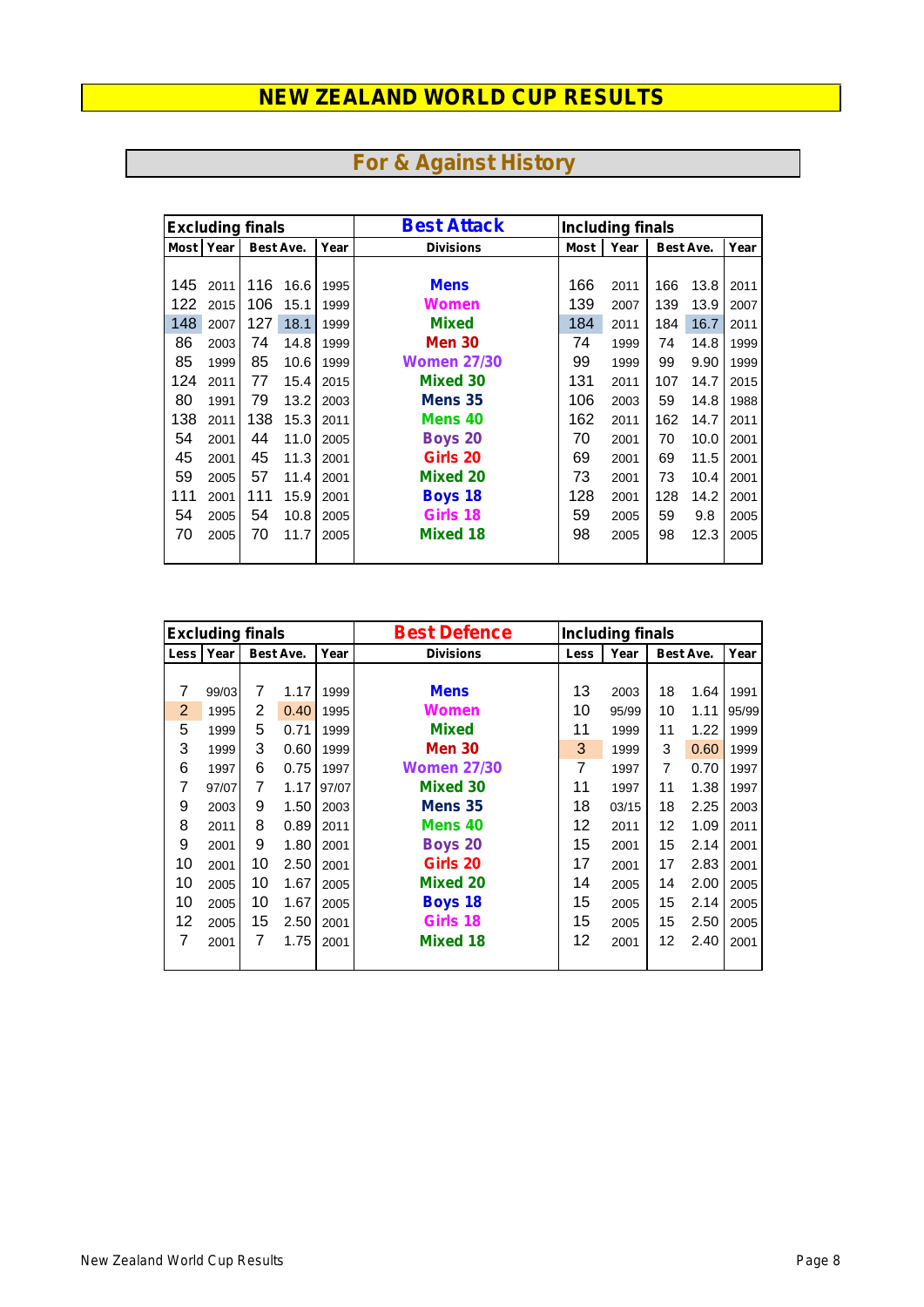# NEW ZEALAND WORLD CUP RESULTS

## For & Against History

| Excluding finals | | | | | Best Attack | Including finals | | | | |
|---|---|---|---|---|---|---|---|---|---|---|
| Most | Year | Best Ave. | | Year | Divisions | Most | Year | Best Ave. | | Year |
| 145 | 2011 | 116 | 16.6 | 1995 | Mens | 166 | 2011 | 166 | 13.8 | 2011 |
| 122 | 2015 | 106 | 15.1 | 1999 | Women | 139 | 2007 | 139 | 13.9 | 2007 |
| 148 | 2007 | 127 | 18.1 | 1999 | Mixed | 184 | 2011 | 184 | 16.7 | 2011 |
| 86 | 2003 | 74 | 14.8 | 1999 | Men 30 | 74 | 1999 | 74 | 14.8 | 1999 |
| 85 | 1999 | 85 | 10.6 | 1999 | Women 27/30 | 99 | 1999 | 99 | 9.90 | 1999 |
| 124 | 2011 | 77 | 15.4 | 2015 | Mixed 30 | 131 | 2011 | 107 | 14.7 | 2015 |
| 80 | 1991 | 79 | 13.2 | 2003 | Mens 35 | 106 | 2003 | 59 | 14.8 | 1988 |
| 138 | 2011 | 138 | 15.3 | 2011 | Mens 40 | 162 | 2011 | 162 | 14.7 | 2011 |
| 54 | 2001 | 44 | 11.0 | 2005 | Boys 20 | 70 | 2001 | 70 | 10.0 | 2001 |
| 45 | 2001 | 45 | 11.3 | 2001 | Girls 20 | 69 | 2001 | 69 | 11.5 | 2001 |
| 59 | 2005 | 57 | 11.4 | 2001 | Mixed 20 | 73 | 2001 | 73 | 10.4 | 2001 |
| 111 | 2001 | 111 | 15.9 | 2001 | Boys 18 | 128 | 2001 | 128 | 14.2 | 2001 |
| 54 | 2005 | 54 | 10.8 | 2005 | Girls 18 | 59 | 2005 | 59 | 9.8 | 2005 |
| 70 | 2005 | 70 | 11.7 | 2005 | Mixed 18 | 98 | 2005 | 98 | 12.3 | 2005 |

| Excluding finals | | | | | Best Defence | Including finals | | | | |
|---|---|---|---|---|---|---|---|---|---|---|
| Less | Year | Best Ave. | | Year | Divisions | Less | Year | Best Ave. | | Year |
| 7 | 99/03 | 7 | 1.17 | 1999 | Mens | 13 | 2003 | 18 | 1.64 | 1991 |
| 2 | 1995 | 2 | 0.40 | 1995 | Women | 10 | 95/99 | 10 | 1.11 | 95/99 |
| 5 | 1999 | 5 | 0.71 | 1999 | Mixed | 11 | 1999 | 11 | 1.22 | 1999 |
| 3 | 1999 | 3 | 0.60 | 1999 | Men 30 | 3 | 1999 | 3 | 0.60 | 1999 |
| 6 | 1997 | 6 | 0.75 | 1997 | Women 27/30 | 7 | 1997 | 7 | 0.70 | 1997 |
| 7 | 97/07 | 7 | 1.17 | 97/07 | Mixed 30 | 11 | 1997 | 11 | 1.38 | 1997 |
| 9 | 2003 | 9 | 1.50 | 2003 | Mens 35 | 18 | 03/15 | 18 | 2.25 | 2003 |
| 8 | 2011 | 8 | 0.89 | 2011 | Mens 40 | 12 | 2011 | 12 | 1.09 | 2011 |
| 9 | 2001 | 9 | 1.80 | 2001 | Boys 20 | 15 | 2001 | 15 | 2.14 | 2001 |
| 10 | 2001 | 10 | 2.50 | 2001 | Girls 20 | 17 | 2001 | 17 | 2.83 | 2001 |
| 10 | 2005 | 10 | 1.67 | 2005 | Mixed 20 | 14 | 2005 | 14 | 2.00 | 2005 |
| 10 | 2005 | 10 | 1.67 | 2005 | Boys 18 | 15 | 2005 | 15 | 2.14 | 2005 |
| 12 | 2005 | 15 | 2.50 | 2001 | Girls 18 | 15 | 2005 | 15 | 2.50 | 2005 |
| 7 | 2001 | 7 | 1.75 | 2001 | Mixed 18 | 12 | 2001 | 12 | 2.40 | 2001 |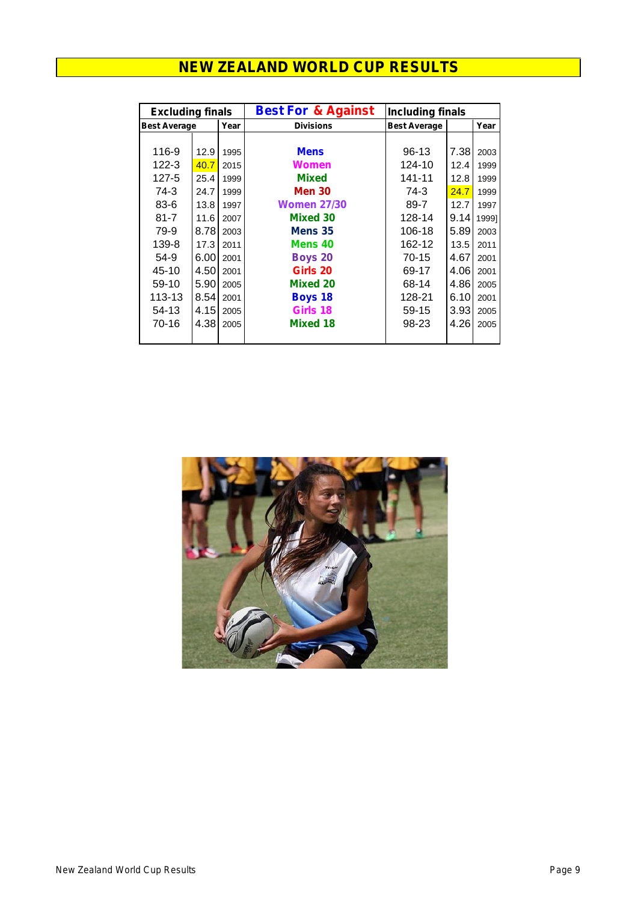# NEW ZEALAND WORLD CUP RESULTS

| Excluding finals | | | Best For & Against | Including finals | | |
|---|---|---|---|---|---|---|
| Best Average | | Year | Divisions | Best Average | | Year |
| 116-9 | 12.9 | 1995 | Mens | 96-13 | 7.38 | 2003 |
| 122-3 | 40.7 | 2015 | Women | 124-10 | 12.4 | 1999 |
| 127-5 | 25.4 | 1999 | Mixed | 141-11 | 12.8 | 1999 |
| 74-3 | 24.7 | 1999 | Men 30 | 74-3 | 24.7 | 1999 |
| 83-6 | 13.8 | 1997 | Women 27/30 | 89-7 | 12.7 | 1997 |
| 81-7 | 11.6 | 2007 | Mixed 30 | 128-14 | 9.14 | 1999] |
| 79-9 | 8.78 | 2003 | Mens 35 | 106-18 | 5.89 | 2003 |
| 139-8 | 17.3 | 2011 | Mens 40 | 162-12 | 13.5 | 2011 |
| 54-9 | 6.00 | 2001 | Boys 20 | 70-15 | 4.67 | 2001 |
| 45-10 | 4.50 | 2001 | Girls 20 | 69-17 | 4.06 | 2001 |
| 59-10 | 5.90 | 2005 | Mixed 20 | 68-14 | 4.86 | 2005 |
| 113-13 | 8.54 | 2001 | Boys 18 | 128-21 | 6.10 | 2001 |
| 54-13 | 4.15 | 2005 | Girls 18 | 59-15 | 3.93 | 2005 |
| 70-16 | 4.38 | 2005 | Mixed 18 | 98-23 | 4.26 | 2005 |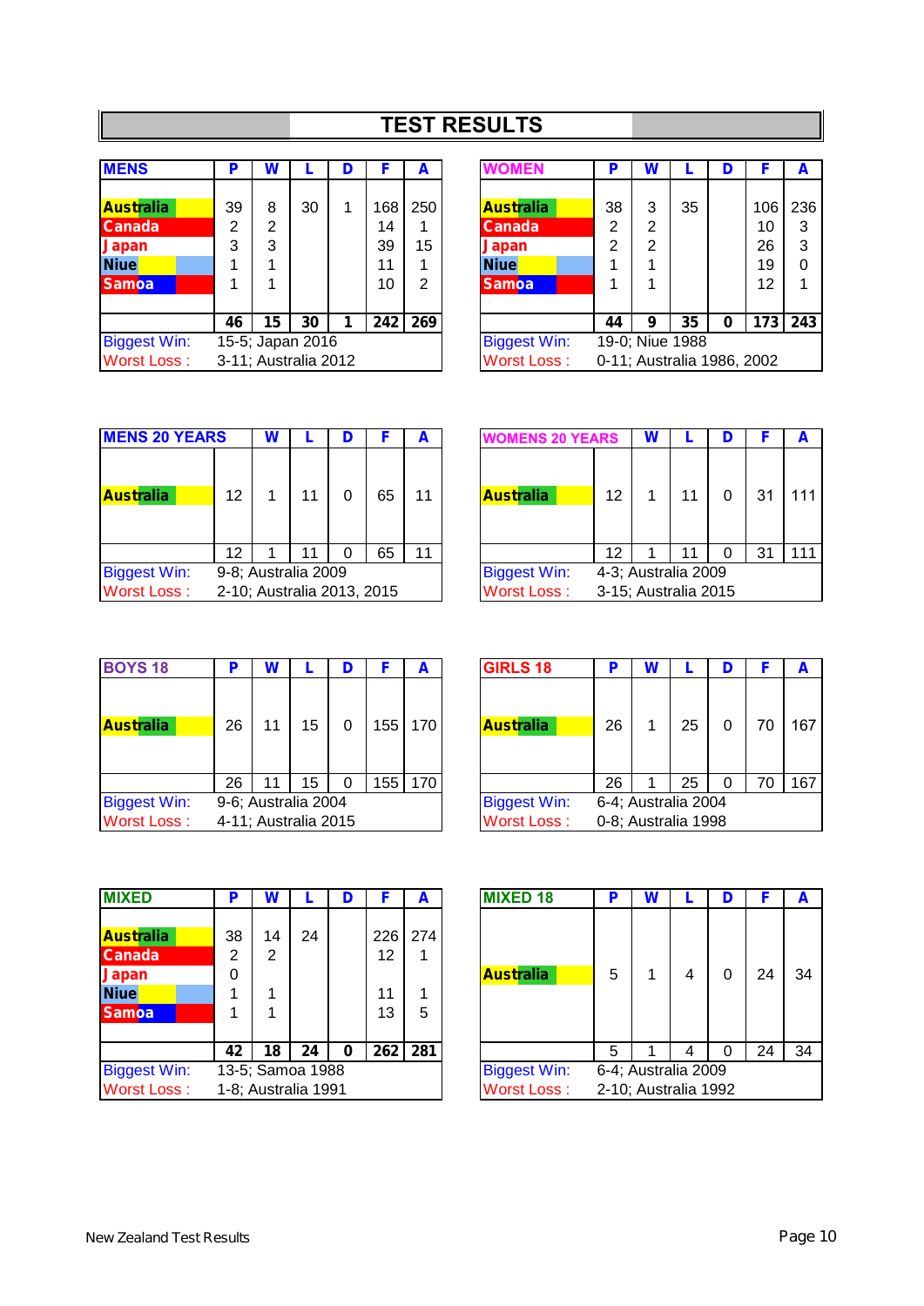# TEST RESULTS

| MENS | P | W | L | D | F | A |
|---|---|---|---|---|---|---|
| Australia | 39 | 8 | 30 | 1 | 168 | 250 |
| Canada | 2 | 2 | | | 14 | 1 |
| Japan | 3 | 3 | | | 39 | 15 |
| Niue | 1 | 1 | | | 11 | 1 |
| Samoa | 1 | 1 | | | 10 | 2 |
| | **46** | **15** | **30** | **1** | **242** | **269** |
| Biggest Win: | 15-5; Japan 2016 | | | | | |
| Worst Loss : | 3-11; Australia 2012 | | | | | |

| WOMEN | P | W | L | D | F | A |
|---|---|---|---|---|---|---|
| Australia | 38 | 3 | 35 | | 106 | 236 |
| Canada | 2 | 2 | | | 10 | 3 |
| Japan | 2 | 2 | | | 26 | 3 |
| Niue | 1 | 1 | | | 19 | 0 |
| Samoa | 1 | 1 | | | 12 | 1 |
| | **44** | **9** | **35** | **0** | **173** | **243** |
| Biggest Win: | 19-0; Niue 1988 | | | | | |
| Worst Loss : | 0-11; Australia 1986, 2002 | | | | | |

| MENS 20 YEARS | | W | L | D | F | A |
|---|---|---|---|---|---|---|
| Australia | 12 | 1 | 11 | 0 | 65 | 11 |
| | 12 | 1 | 11 | 0 | 65 | 11 |
| Biggest Win: | 9-8; Australia 2009 | | | | | |
| Worst Loss : | 2-10; Australia 2013, 2015 | | | | | |

| WOMENS 20 YEARS | | W | L | D | F | A |
|---|---|---|---|---|---|---|
| Australia | 12 | 1 | 11 | 0 | 31 | 111 |
| | 12 | 1 | 11 | 0 | 31 | 111 |
| Biggest Win: | 4-3; Australia 2009 | | | | | |
| Worst Loss : | 3-15; Australia 2015 | | | | | |

| BOYS 18 | P | W | L | D | F | A |
|---|---|---|---|---|---|---|
| Australia | 26 | 11 | 15 | 0 | 155 | 170 |
| | 26 | 11 | 15 | 0 | 155 | 170 |
| Biggest Win: | 9-6; Australia 2004 | | | | | |
| Worst Loss : | 4-11; Australia 2015 | | | | | |

| GIRLS 18 | P | W | L | D | F | A |
|---|---|---|---|---|---|---|
| Australia | 26 | 1 | 25 | 0 | 70 | 167 |
| | 26 | 1 | 25 | 0 | 70 | 167 |
| Biggest Win: | 6-4; Australia 2004 | | | | | |
| Worst Loss : | 0-8; Australia 1998 | | | | | |

| MIXED | P | W | L | D | F | A |
|---|---|---|---|---|---|---|
| Australia | 38 | 14 | 24 | | 226 | 274 |
| Canada | 2 | 2 | | | 12 | 1 |
| Japan | 0 | | | | | |
| Niue | 1 | 1 | | | 11 | 1 |
| Samoa | 1 | 1 | | | 13 | 5 |
| | **42** | **18** | **24** | **0** | **262** | **281** |
| Biggest Win: | 13-5; Samoa 1988 | | | | | |
| Worst Loss : | 1-8; Australia 1991 | | | | | |

| MIXED 18 | P | W | L | D | F | A |
|---|---|---|---|---|---|---|
| Australia | 5 | 1 | 4 | 0 | 24 | 34 |
| | 5 | 1 | 4 | 0 | 24 | 34 |
| Biggest Win: | 6-4; Australia 2009 | | | | | |
| Worst Loss : | 2-10; Australia 1992 | | | | | |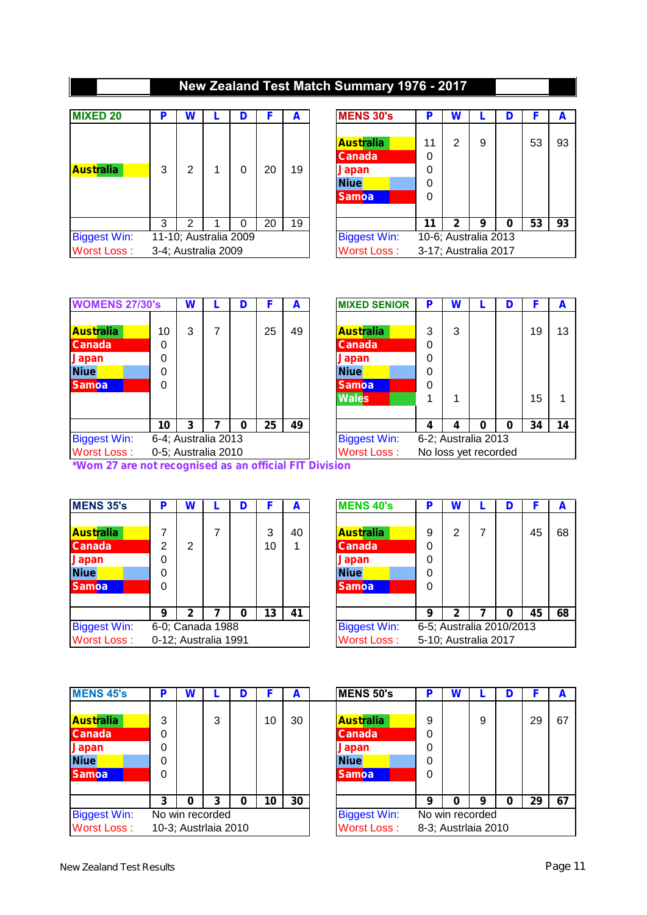# New Zealand Test Match Summary 1976 - 2017

| MIXED 20 | P | W | L | D | F | A |
|---|---|---|---|---|---|---|
| Australia | 3 | 2 | 1 | 0 | 20 | 19 |
| | 3 | 2 | 1 | 0 | 20 | 19 |

Biggest Win: 11-10; Australia 2009
Worst Loss : 3-4; Australia 2009

| MENS 30's | P | W | L | D | F | A |
|---|---|---|---|---|---|---|
| Australia | 11 | 2 | 9 | | 53 | 93 |
| Canada | 0 | | | | | |
| Japan | 0 | | | | | |
| Niue | 0 | | | | | |
| Samoa | 0 | | | | | |
| | **11** | **2** | **9** | **0** | **53** | **93** |

Biggest Win: 10-6; Australia 2013
Worst Loss : 3-17; Australia 2017

| WOMENS 27/30's | | W | L | D | F | A |
|---|---|---|---|---|---|---|
| Australia | 10 | 3 | 7 | | 25 | 49 |
| Canada | 0 | | | | | |
| Japan | 0 | | | | | |
| Niue | 0 | | | | | |
| Samoa | 0 | | | | | |
| | **10** | **3** | **7** | **0** | **25** | **49** |

Biggest Win: 6-4; Australia 2013
Worst Loss : 0-5; Australia 2010

*Wom 27 are not recognised as an official FIT Division

| MIXED SENIOR | P | W | L | D | F | A |
|---|---|---|---|---|---|---|
| Australia | 3 | 3 | | | 19 | 13 |
| Canada | 0 | | | | | |
| Japan | 0 | | | | | |
| Niue | 0 | | | | | |
| Samoa | 0 | | | | | |
| Wales | 1 | 1 | | | 15 | 1 |
| | **4** | **4** | **0** | **0** | **34** | **14** |

Biggest Win: 6-2; Australia 2013
Worst Loss : No loss yet recorded

| MENS 35's | P | W | L | D | F | A |
|---|---|---|---|---|---|---|
| Australia | 7 | | 7 | | 3 | 40 |
| Canada | 2 | 2 | | | 10 | 1 |
| Japan | 0 | | | | | |
| Niue | 0 | | | | | |
| Samoa | 0 | | | | | |
| | **9** | **2** | **7** | **0** | **13** | **41** |

Biggest Win: 6-0; Canada 1988
Worst Loss : 0-12; Australia 1991

| MENS 40's | P | W | L | D | F | A |
|---|---|---|---|---|---|---|
| Australia | 9 | 2 | 7 | | 45 | 68 |
| Canada | 0 | | | | | |
| Japan | 0 | | | | | |
| Niue | 0 | | | | | |
| Samoa | 0 | | | | | |
| | **9** | **2** | **7** | **0** | **45** | **68** |

Biggest Win: 6-5; Australia 2010/2013
Worst Loss : 5-10; Australia 2017

| MENS 45's | P | W | L | D | F | A |
|---|---|---|---|---|---|---|
| Australia | 3 | | 3 | | 10 | 30 |
| Canada | 0 | | | | | |
| Japan | 0 | | | | | |
| Niue | 0 | | | | | |
| Samoa | 0 | | | | | |
| | **3** | **0** | **3** | **0** | **10** | **30** |

Biggest Win: No win recorded
Worst Loss : 10-3; Austrlaia 2010

| MENS 50's | P | W | L | D | F | A |
|---|---|---|---|---|---|---|
| Australia | 9 | | 9 | | 29 | 67 |
| Canada | 0 | | | | | |
| Japan | 0 | | | | | |
| Niue | 0 | | | | | |
| Samoa | 0 | | | | | |
| | **9** | **0** | **9** | **0** | **29** | **67** |

Biggest Win: No win recorded
Worst Loss : 8-3; Austrlaia 2010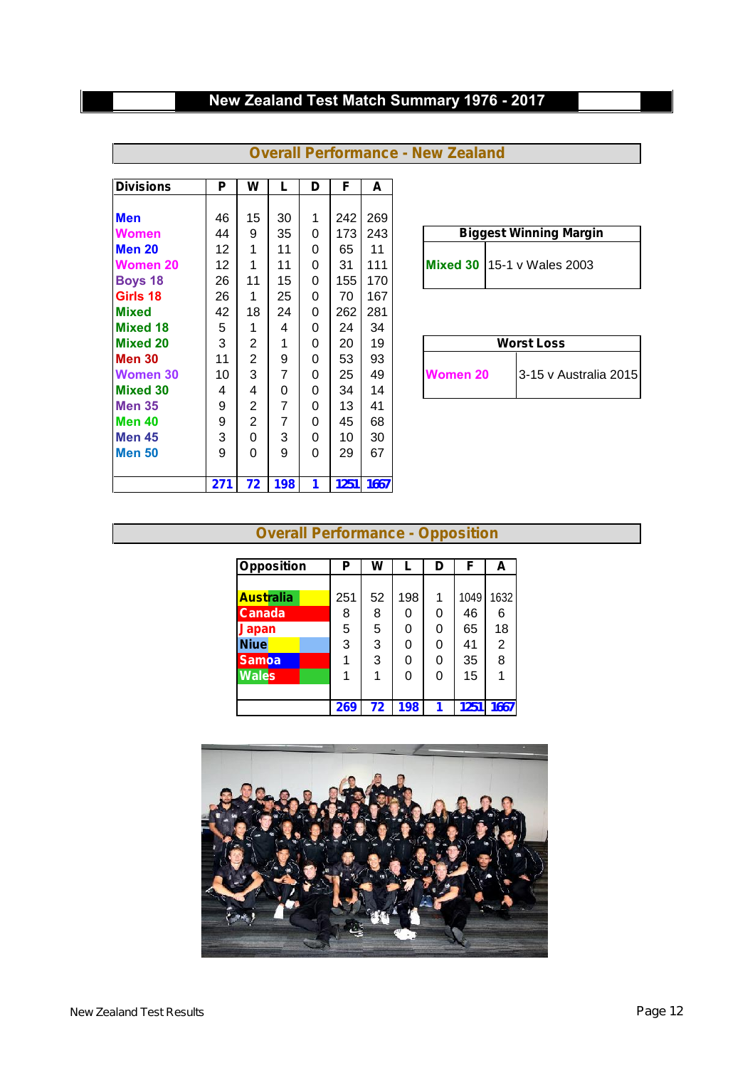# New Zealand Test Match Summary 1976 - 2017

## Overall Performance - New Zealand

| Divisions | P | W | L | D | F | A |
|---|---|---|---|---|---|---|
| Men | 46 | 15 | 30 | 1 | 242 | 269 |
| Women | 44 | 9 | 35 | 0 | 173 | 243 |
| Men 20 | 12 | 1 | 11 | 0 | 65 | 11 |
| Women 20 | 12 | 1 | 11 | 0 | 31 | 111 |
| Boys 18 | 26 | 11 | 15 | 0 | 155 | 170 |
| Girls 18 | 26 | 1 | 25 | 0 | 70 | 167 |
| Mixed | 42 | 18 | 24 | 0 | 262 | 281 |
| Mixed 18 | 5 | 1 | 4 | 0 | 24 | 34 |
| Mixed 20 | 3 | 2 | 1 | 0 | 20 | 19 |
| Men 30 | 11 | 2 | 9 | 0 | 53 | 93 |
| Women 30 | 10 | 3 | 7 | 0 | 25 | 49 |
| Mixed 30 | 4 | 4 | 0 | 0 | 34 | 14 |
| Men 35 | 9 | 2 | 7 | 0 | 13 | 41 |
| Men 40 | 9 | 2 | 7 | 0 | 45 | 68 |
| Men 45 | 3 | 0 | 3 | 0 | 10 | 30 |
| Men 50 | 9 | 0 | 9 | 0 | 29 | 67 |
| | **271** | **72** | **198** | **1** | **1251** | **1667** |

| Biggest Winning Margin | |
|---|---|
| Mixed 30 | 15-1 v Wales 2003 |

| Worst Loss | |
|---|---|
| Women 20 | 3-15 v Australia 2015 |

## Overall Performance - Opposition

| Opposition | P | W | L | D | F | A |
|---|---|---|---|---|---|---|
| Australia | 251 | 52 | 198 | 1 | 1049 | 1632 |
| Canada | 8 | 8 | 0 | 0 | 46 | 6 |
| Japan | 5 | 5 | 0 | 0 | 65 | 18 |
| Niue | 3 | 3 | 0 | 0 | 41 | 2 |
| Samoa | 1 | 3 | 0 | 0 | 35 | 8 |
| Wales | 1 | 1 | 0 | 0 | 15 | 1 |
| | **269** | **72** | **198** | **1** | **1251** | **1667** |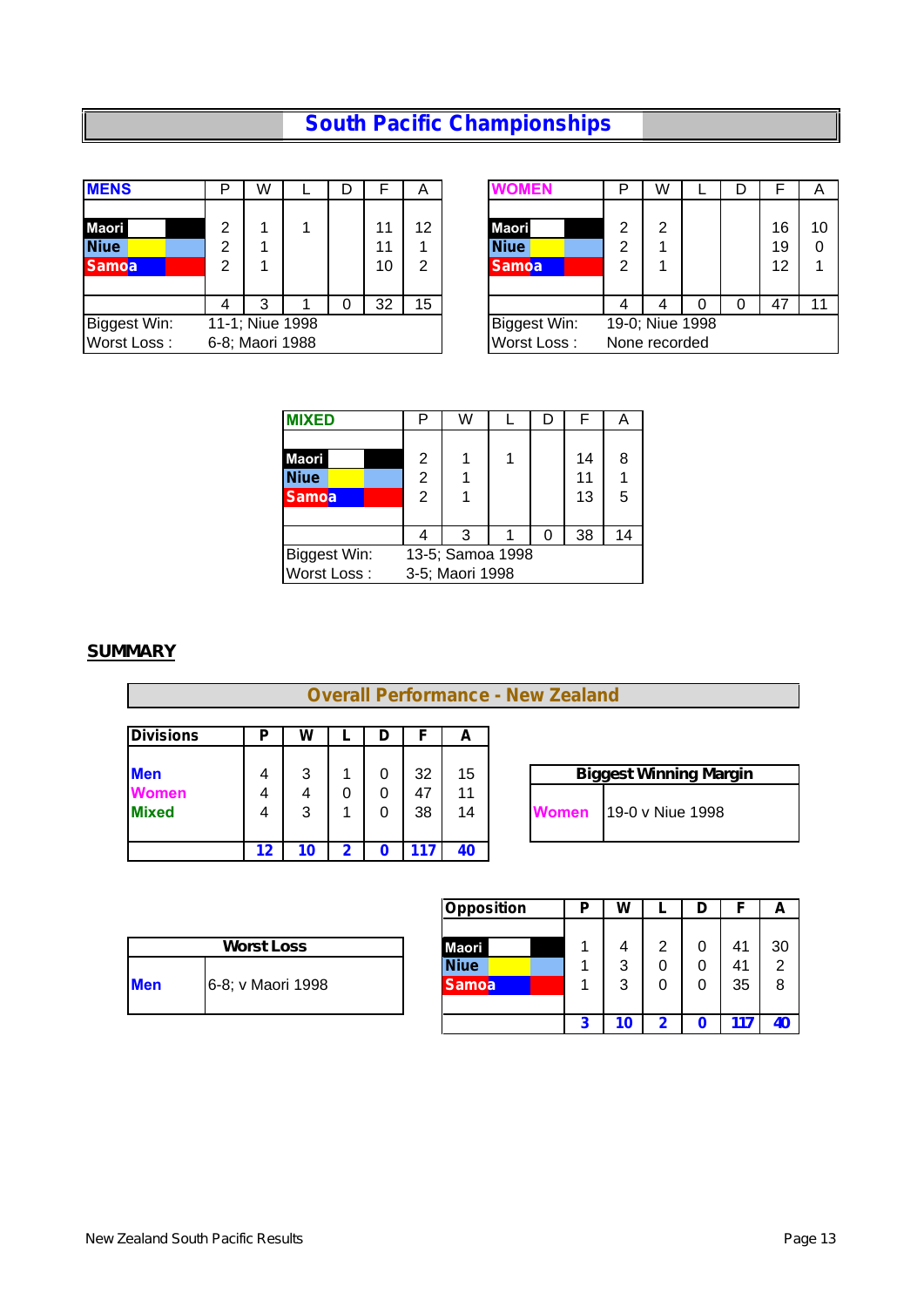# South Pacific Championships

| MENS | P | W | L | D | F | A |
|---|---|---|---|---|---|---|
| Maori | 2 | 1 | 1 | | 11 | 12 |
| Niue | 2 | 1 | | | 11 | 1 |
| Samoa | 2 | 1 | | | 10 | 2 |
| | 4 | 3 | 1 | 0 | 32 | 15 |
| Biggest Win: | 11-1; Niue 1998 | | | | | |
| Worst Loss : | 6-8; Maori 1988 | | | | | |

| WOMEN | P | W | L | D | F | A |
|---|---|---|---|---|---|---|
| Maori | 2 | 2 | | | 16 | 10 |
| Niue | 2 | 1 | | | 19 | 0 |
| Samoa | 2 | 1 | | | 12 | 1 |
| | 4 | 4 | 0 | 0 | 47 | 11 |
| Biggest Win: | 19-0; Niue 1998 | | | | | |
| Worst Loss : | None recorded | | | | | |

| MIXED | P | W | L | D | F | A |
|---|---|---|---|---|---|---|
| Maori | 2 | 1 | 1 | | 14 | 8 |
| Niue | 2 | 1 | | | 11 | 1 |
| Samoa | 2 | 1 | | | 13 | 5 |
| | 4 | 3 | 1 | 0 | 38 | 14 |
| Biggest Win: | 13-5; Samoa 1998 | | | | | |
| Worst Loss : | 3-5; Maori 1998 | | | | | |

## SUMMARY

### Overall Performance - New Zealand

| Divisions | P | W | L | D | F | A |
|---|---|---|---|---|---|---|
| Men | 4 | 3 | 1 | 0 | 32 | 15 |
| Women | 4 | 4 | 0 | 0 | 47 | 11 |
| Mixed | 4 | 3 | 1 | 0 | 38 | 14 |
| | **12** | **10** | **2** | **0** | **117** | **40** |

| Biggest Winning Margin | |
|---|---|
| Women | 19-0 v Niue 1998 |

| Worst Loss | |
|---|---|
| Men | 6-8; v Maori 1998 |

| Opposition | P | W | L | D | F | A |
|---|---|---|---|---|---|---|
| Maori | 1 | 4 | 2 | 0 | 41 | 30 |
| Niue | 1 | 3 | 0 | 0 | 41 | 2 |
| Samoa | 1 | 3 | 0 | 0 | 35 | 8 |
| | **3** | **10** | **2** | **0** | **117** | **40** |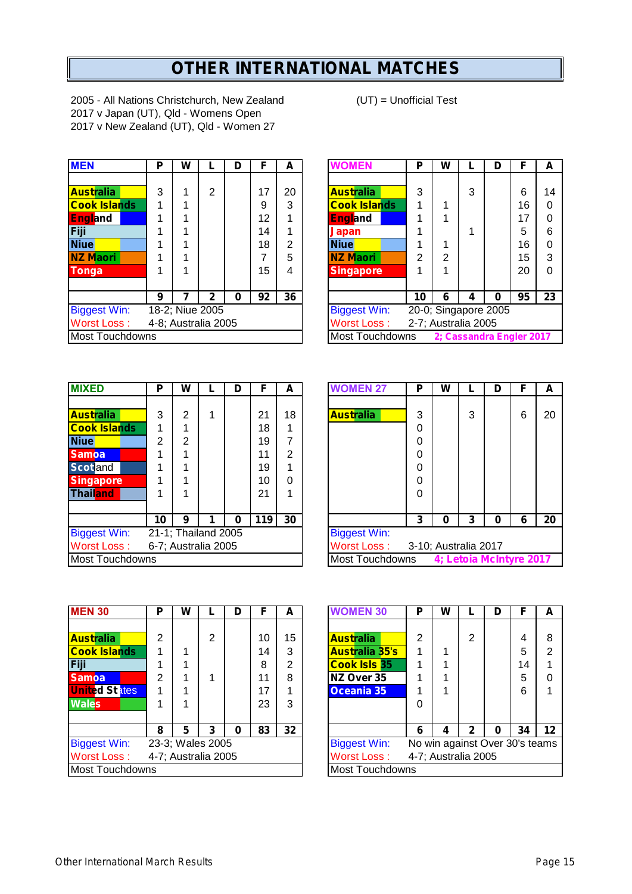# OTHER INTERNATIONAL MATCHES

2005 - All Nations Christchurch, New Zealand
2017 v Japan (UT), Qld - Womens Open
2017 v New Zealand (UT), Qld - Women 27

(UT) = Unofficial Test

| MEN | P | W | L | D | F | A |
|---|---|---|---|---|---|---|
| Australia | 3 | 1 | 2 | | 17 | 20 |
| Cook Islands | 1 | 1 | | | 9 | 3 |
| England | 1 | 1 | | | 12 | 1 |
| Fiji | 1 | 1 | | | 14 | 1 |
| Niue | 1 | 1 | | | 18 | 2 |
| NZ Maori | 1 | 1 | | | 7 | 5 |
| Tonga | 1 | 1 | | | 15 | 4 |
| | **9** | **7** | **2** | **0** | **92** | **36** |
| Biggest Win: | 18-2; Niue 2005 | | | | | |
| Worst Loss : | 4-8; Australia 2005 | | | | | |
| Most Touchdowns | | | | | | |

| WOMEN | P | W | L | D | F | A |
|---|---|---|---|---|---|---|
| Australia | 3 | | 3 | | 6 | 14 |
| Cook Islands | 1 | 1 | | | 16 | 0 |
| England | 1 | 1 | | | 17 | 0 |
| Japan | 1 | | 1 | | 5 | 6 |
| Niue | 1 | 1 | | | 16 | 0 |
| NZ Maori | 2 | 2 | | | 15 | 3 |
| Singapore | 1 | 1 | | | 20 | 0 |
| | **10** | **6** | **4** | **0** | **95** | **23** |
| Biggest Win: | 20-0; Singapore 2005 | | | | | |
| Worst Loss : | 2-7; Australia 2005 | | | | | |
| Most Touchdowns | **2; Cassandra Engler 2017** | | | | | |

| MIXED | P | W | L | D | F | A |
|---|---|---|---|---|---|---|
| Australia | 3 | 2 | 1 | | 21 | 18 |
| Cook Islands | 1 | 1 | | | 18 | 1 |
| Niue | 2 | 2 | | | 19 | 7 |
| Samoa | 1 | 1 | | | 11 | 2 |
| Scotland | 1 | 1 | | | 19 | 1 |
| Singapore | 1 | 1 | | | 10 | 0 |
| Thailand | 1 | 1 | | | 21 | 1 |
| | **10** | **9** | **1** | **0** | **119** | **30** |
| Biggest Win: | 21-1; Thailand 2005 | | | | | |
| Worst Loss : | 6-7; Australia 2005 | | | | | |
| Most Touchdowns | | | | | | |

| WOMEN 27 | P | W | L | D | F | A |
|---|---|---|---|---|---|---|
| Australia | 3 | | 3 | | 6 | 20 |
| | 0 | | | | | |
| | 0 | | | | | |
| | 0 | | | | | |
| | 0 | | | | | |
| | 0 | | | | | |
| | 0 | | | | | |
| | **3** | **0** | **3** | **0** | **6** | **20** |
| Biggest Win: | | | | | | |
| Worst Loss : | 3-10; Australia 2017 | | | | | |
| Most Touchdowns | **4; Letoia McIntyre 2017** | | | | | |

| MEN 30 | P | W | L | D | F | A |
|---|---|---|---|---|---|---|
| Australia | 2 | | 2 | | 10 | 15 |
| Cook Islands | 1 | 1 | | | 14 | 3 |
| Fiji | 1 | 1 | | | 8 | 2 |
| Samoa | 2 | 1 | 1 | | 11 | 8 |
| United States | 1 | 1 | | | 17 | 1 |
| Wales | 1 | 1 | | | 23 | 3 |
| | **8** | **5** | **3** | **0** | **83** | **32** |
| Biggest Win: | 23-3; Wales 2005 | | | | | |
| Worst Loss : | 4-7; Australia 2005 | | | | | |
| Most Touchdowns | | | | | | |

| WOMEN 30 | P | W | L | D | F | A |
|---|---|---|---|---|---|---|
| Australia | 2 | | 2 | | 4 | 8 |
| Australia 35's | 1 | 1 | | | 5 | 2 |
| Cook Isls 35 | 1 | 1 | | | 14 | 1 |
| NZ Over 35 | 1 | 1 | | | 5 | 0 |
| Oceania 35 | 1 | 1 | | | 6 | 1 |
| | 0 | | | | | |
| | **6** | **4** | **2** | **0** | **34** | **12** |
| Biggest Win: | No win against Over 30's teams | | | | | |
| Worst Loss : | 4-7; Australia 2005 | | | | | |
| Most Touchdowns | | | | | | |

Other International March Results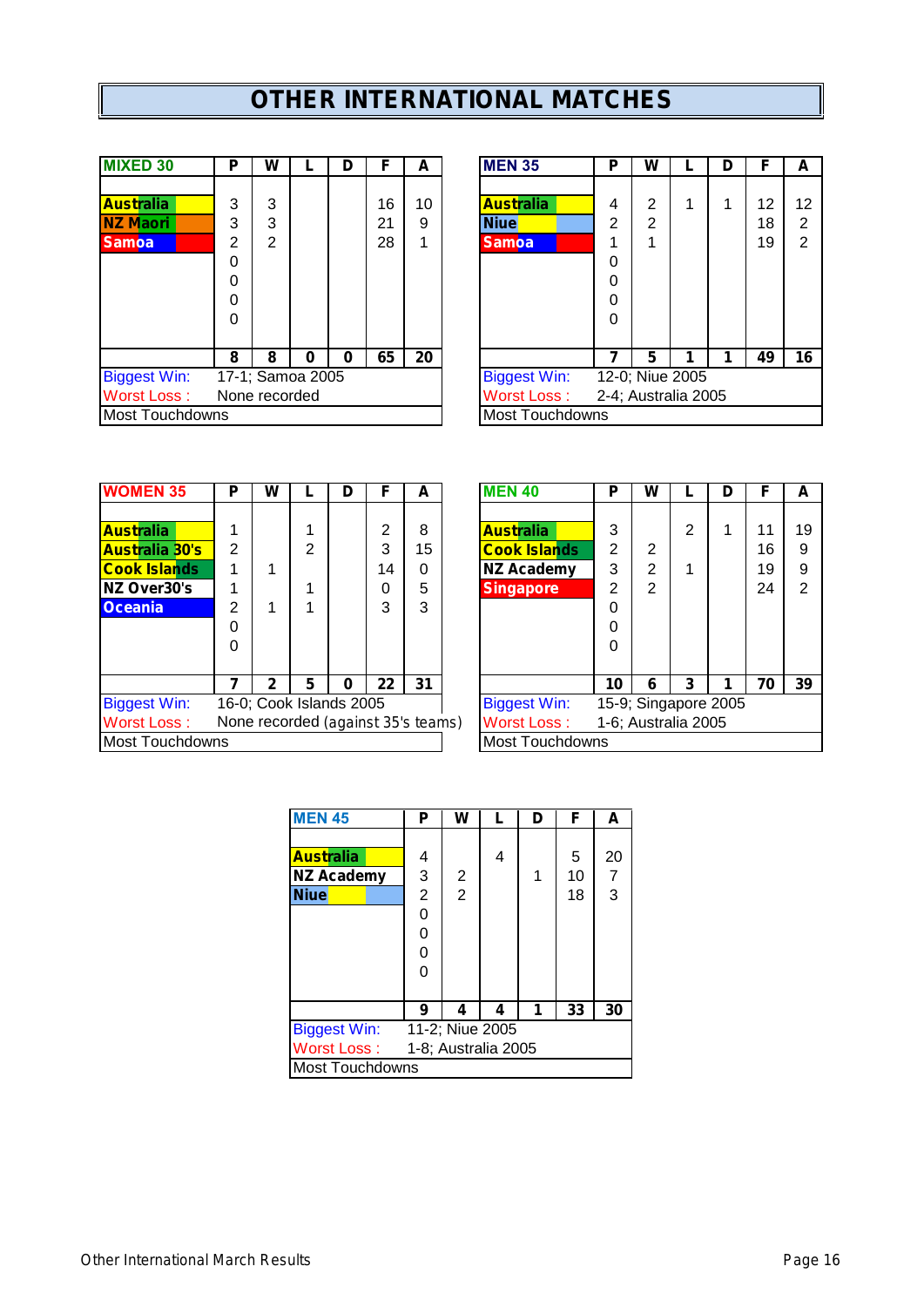# OTHER INTERNATIONAL MATCHES

| MIXED 30 | P | W | L | D | F | A |
|---|---|---|---|---|---|---|
| Australia | 3 | 3 | | | 16 | 10 |
| NZ Maori | 3 | 3 | | | 21 | 9 |
| Samoa | 2 | 2 | | | 28 | 1 |
| | 0 | | | | | |
| | 0 | | | | | |
| | 0 | | | | | |
| | 0 | | | | | |
| | **8** | **8** | **0** | **0** | **65** | **20** |
| Biggest Win: | 17-1; Samoa 2005 | | | | | |
| Worst Loss : | None recorded | | | | | |
| Most Touchdowns | | | | | | |

| MEN 35 | P | W | L | D | F | A |
|---|---|---|---|---|---|---|
| Australia | 4 | 2 | 1 | 1 | 12 | 12 |
| Niue | 2 | 2 | | | 18 | 2 |
| Samoa | 1 | 1 | | | 19 | 2 |
| | 0 | | | | | |
| | 0 | | | | | |
| | 0 | | | | | |
| | 0 | | | | | |
| | **7** | **5** | **1** | **1** | **49** | **16** |
| Biggest Win: | 12-0; Niue 2005 | | | | | |
| Worst Loss : | 2-4; Australia 2005 | | | | | |
| Most Touchdowns | | | | | | |

| WOMEN 35 | P | W | L | D | F | A |
|---|---|---|---|---|---|---|
| Australia | 1 | | 1 | | 2 | 8 |
| Australia 30's | 2 | | 2 | | 3 | 15 |
| Cook Islands | 1 | 1 | | | 14 | 0 |
| NZ Over30's | 1 | | 1 | | 0 | 5 |
| Oceania | 2 | 1 | 1 | | 3 | 3 |
| | 0 | | | | | |
| | 0 | | | | | |
| | **7** | **2** | **5** | **0** | **22** | **31** |
| Biggest Win: | 16-0; Cook Islands 2005 | | | | | |
| Worst Loss : | None recorded (against 35's teams) | | | | | |
| Most Touchdowns | | | | | | |

| MEN 40 | P | W | L | D | F | A |
|---|---|---|---|---|---|---|
| Australia | 3 | | 2 | 1 | 11 | 19 |
| Cook Islands | 2 | 2 | | | 16 | 9 |
| NZ Academy | 3 | 2 | 1 | | 19 | 9 |
| Singapore | 2 | 2 | | | 24 | 2 |
| | 0 | | | | | |
| | 0 | | | | | |
| | 0 | | | | | |
| | **10** | **6** | **3** | **1** | **70** | **39** |
| Biggest Win: | 15-9; Singapore 2005 | | | | | |
| Worst Loss : | 1-6; Australia 2005 | | | | | |
| Most Touchdowns | | | | | | |

| MEN 45 | P | W | L | D | F | A |
|---|---|---|---|---|---|---|
| Australia | 4 | | 4 | | 5 | 20 |
| NZ Academy | 3 | 2 | | 1 | 10 | 7 |
| Niue | 2 | 2 | | | 18 | 3 |
| | 0 | | | | | |
| | 0 | | | | | |
| | 0 | | | | | |
| | 0 | | | | | |
| | **9** | **4** | **4** | **1** | **33** | **30** |
| Biggest Win: | 11-2; Niue 2005 | | | | | |
| Worst Loss : | 1-8; Australia 2005 | | | | | |
| Most Touchdowns | | | | | | |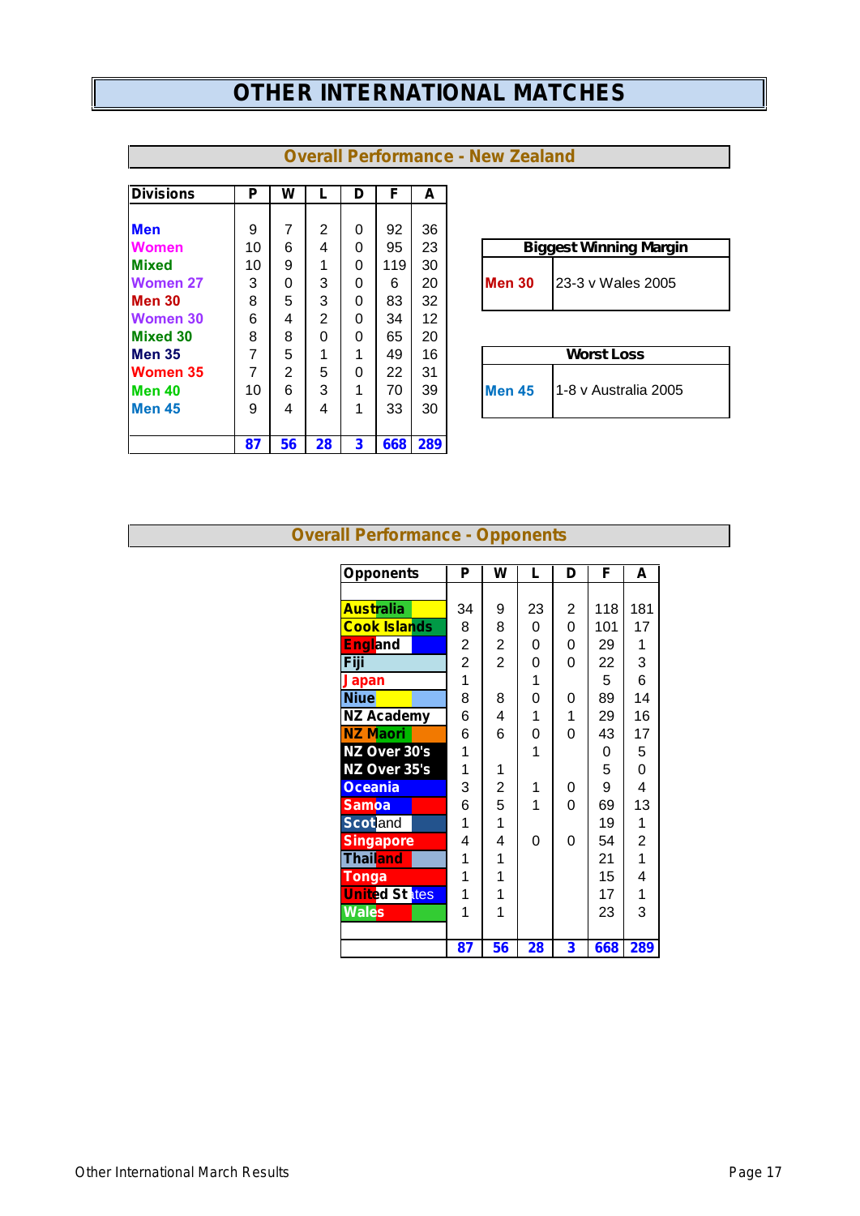# OTHER INTERNATIONAL MATCHES

## Overall Performance - New Zealand

| Divisions | P | W | L | D | F | A |
|---|---|---|---|---|---|---|
| Men | 9 | 7 | 2 | 0 | 92 | 36 |
| Women | 10 | 6 | 4 | 0 | 95 | 23 |
| Mixed | 10 | 9 | 1 | 0 | 119 | 30 |
| Women 27 | 3 | 0 | 3 | 0 | 6 | 20 |
| Men 30 | 8 | 5 | 3 | 0 | 83 | 32 |
| Women 30 | 6 | 4 | 2 | 0 | 34 | 12 |
| Mixed 30 | 8 | 8 | 0 | 0 | 65 | 20 |
| Men 35 | 7 | 5 | 1 | 1 | 49 | 16 |
| Women 35 | 7 | 2 | 5 | 0 | 22 | 31 |
| Men 40 | 10 | 6 | 3 | 1 | 70 | 39 |
| Men 45 | 9 | 4 | 4 | 1 | 33 | 30 |
| | **87** | **56** | **28** | **3** | **668** | **289** |

| Biggest Winning Margin | |
|---|---|
| Men 30 | 23-3 v Wales 2005 |

| Worst Loss | |
|---|---|
| Men 45 | 1-8 v Australia 2005 |

## Overall Performance - Opponents

| Opponents | P | W | L | D | F | A |
|---|---|---|---|---|---|---|
| Australia | 34 | 9 | 23 | 2 | 118 | 181 |
| Cook Islands | 8 | 8 | 0 | 0 | 101 | 17 |
| England | 2 | 2 | 0 | 0 | 29 | 1 |
| Fiji | 2 | 2 | 0 | 0 | 22 | 3 |
| Japan | 1 | | 1 | | 5 | 6 |
| Niue | 8 | 8 | 0 | 0 | 89 | 14 |
| NZ Academy | 6 | 4 | 1 | 1 | 29 | 16 |
| NZ Maori | 6 | 6 | 0 | 0 | 43 | 17 |
| NZ Over 30's | 1 | | 1 | | 0 | 5 |
| NZ Over 35's | 1 | 1 | | | 5 | 0 |
| Oceania | 3 | 2 | 1 | 0 | 9 | 4 |
| Samoa | 6 | 5 | 1 | 0 | 69 | 13 |
| Scotland | 1 | 1 | | | 19 | 1 |
| Singapore | 4 | 4 | 0 | 0 | 54 | 2 |
| Thailand | 1 | 1 | | | 21 | 1 |
| Tonga | 1 | 1 | | | 15 | 4 |
| United States | 1 | 1 | | | 17 | 1 |
| Wales | 1 | 1 | | | 23 | 3 |
| | **87** | **56** | **28** | **3** | **668** | **289** |

Other International March Results